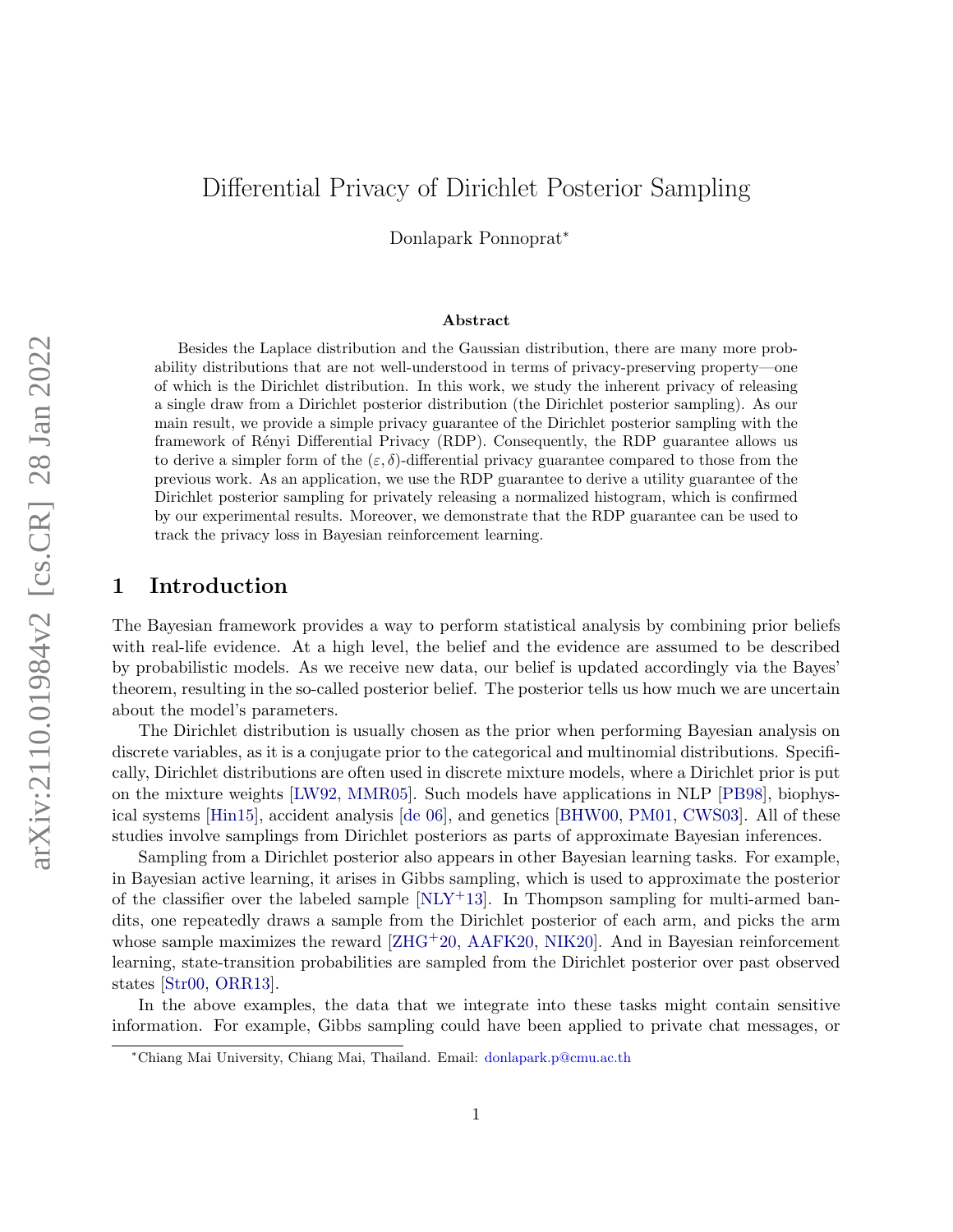# Differential Privacy of Dirichlet Posterior Sampling

Donlapark Ponnoprat*

### Abstract

Besides the Laplace distribution and the Gaussian distribution, there are many more probability distributions that are not well-understood in terms of privacy-preserving property—one of which is the Dirichlet distribution. In this work, we study the inherent privacy of releasing a single draw from a Dirichlet posterior distribution (the Dirichlet posterior sampling). As our main result, we provide a simple privacy guarantee of the Dirichlet posterior sampling with the framework of Rényi Differential Privacy (RDP). Consequently, the RDP guarantee allows us to derive a simpler form of the $(\varepsilon, \delta)$-differential privacy guarantee compared to those from the previous work. As an application, we use the RDP guarantee to derive a utility guarantee of the Dirichlet posterior sampling for privately releasing a normalized histogram, which is confirmed by our experimental results. Moreover, we demonstrate that the RDP guarantee can be used to track the privacy loss in Bayesian reinforcement learning.

## 1 Introduction

The Bayesian framework provides a way to perform statistical analysis by combining prior beliefs with real-life evidence. At a high level, the belief and the evidence are assumed to be described by probabilistic models. As we receive new data, our belief is updated accordingly via the Bayes' theorem, resulting in the so-called posterior belief. The posterior tells us how much we are uncertain about the model's parameters.

The Dirichlet distribution is usually chosen as the prior when performing Bayesian analysis on discrete variables, as it is a conjugate prior to the categorical and multinomial distributions. Specifically, Dirichlet distributions are often used in discrete mixture models, where a Dirichlet prior is put on the mixture weights [LW92, MMR05]. Such models have applications in NLP [PB98], biophysical systems [Hin15], accident analysis [de 06], and genetics [BHW00, PM01, CWS03]. All of these studies involve samplings from Dirichlet posteriors as parts of approximate Bayesian inferences.

Sampling from a Dirichlet posterior also appears in other Bayesian learning tasks. For example, in Bayesian active learning, it arises in Gibbs sampling, which is used to approximate the posterior of the classifier over the labeled sample [NLY+13]. In Thompson sampling for multi-armed bandits, one repeatedly draws a sample from the Dirichlet posterior of each arm, and picks the arm whose sample maximizes the reward [ZHG+20, AAFK20, NIK20]. And in Bayesian reinforcement learning, state-transition probabilities are sampled from the Dirichlet posterior over past observed states [Str00, ORR13].

In the above examples, the data that we integrate into these tasks might contain sensitive information. For example, Gibbs sampling could have been applied to private chat messages, or

*Chiang Mai University, Chiang Mai, Thailand. Email: donlapark.p@cmu.ac.th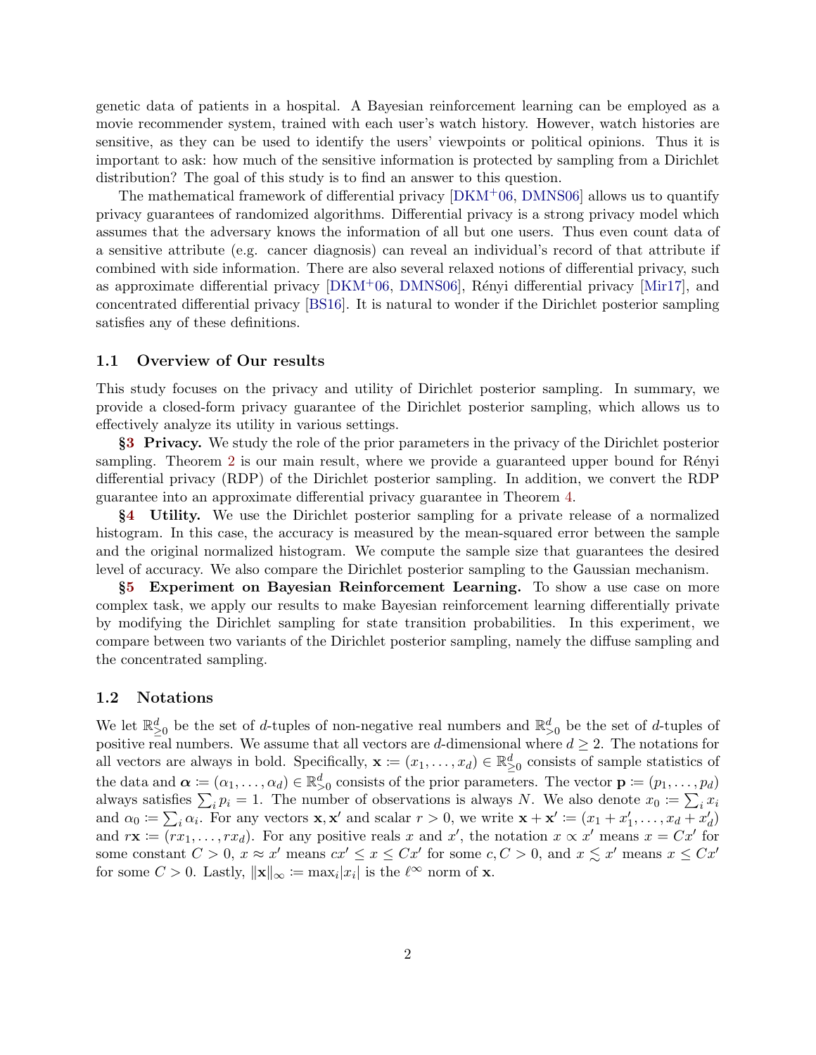genetic data of patients in a hospital. A Bayesian reinforcement learning can be employed as a movie recommender system, trained with each user's watch history. However, watch histories are sensitive, as they can be used to identify the users' viewpoints or political opinions. Thus it is important to ask: how much of the sensitive information is protected by sampling from a Dirichlet distribution? The goal of this study is to find an answer to this question.

The mathematical framework of differential privacy [DKM+06, DMNS06] allows us to quantify privacy guarantees of randomized algorithms. Differential privacy is a strong privacy model which assumes that the adversary knows the information of all but one users. Thus even count data of a sensitive attribute (e.g. cancer diagnosis) can reveal an individual's record of that attribute if combined with side information. There are also several relaxed notions of differential privacy, such as approximate differential privacy [DKM+06, DMNS06], Rényi differential privacy [Mir17], and concentrated differential privacy [BS16]. It is natural to wonder if the Dirichlet posterior sampling satisfies any of these definitions.

## 1.1 Overview of Our results

This study focuses on the privacy and utility of Dirichlet posterior sampling. In summary, we provide a closed-form privacy guarantee of the Dirichlet posterior sampling, which allows us to effectively analyze its utility in various settings.

**§3 Privacy.** We study the role of the prior parameters in the privacy of the Dirichlet posterior sampling. Theorem 2 is our main result, where we provide a guaranteed upper bound for Rényi differential privacy (RDP) of the Dirichlet posterior sampling. In addition, we convert the RDP guarantee into an approximate differential privacy guarantee in Theorem 4.

**§4 Utility.** We use the Dirichlet posterior sampling for a private release of a normalized histogram. In this case, the accuracy is measured by the mean-squared error between the sample and the original normalized histogram. We compute the sample size that guarantees the desired level of accuracy. We also compare the Dirichlet posterior sampling to the Gaussian mechanism.

**§5 Experiment on Bayesian Reinforcement Learning.** To show a use case on more complex task, we apply our results to make Bayesian reinforcement learning differentially private by modifying the Dirichlet sampling for state transition probabilities. In this experiment, we compare between two variants of the Dirichlet posterior sampling, namely the diffuse sampling and the concentrated sampling.

## 1.2 Notations

We let $\mathbb{R}^d_{\geq 0}$ be the set of $d$-tuples of non-negative real numbers and $\mathbb{R}^d_{>0}$ be the set of $d$-tuples of positive real numbers. We assume that all vectors are $d$-dimensional where $d \geq 2$. The notations for all vectors are always in bold. Specifically, $\mathbf{x} := (x_1, \dots, x_d) \in \mathbb{R}^d_{\geq 0}$ consists of sample statistics of the data and $\boldsymbol{\alpha} := (\alpha_1, \dots, \alpha_d) \in \mathbb{R}^d_{>0}$ consists of the prior parameters. The vector $\mathbf{p} := (p_1, \dots, p_d)$ always satisfies $\sum_i p_i = 1$. The number of observations is always $N$. We also denote $x_0 := \sum_i x_i$ and $\alpha_0 := \sum_i \alpha_i$. For any vectors $\mathbf{x}, \mathbf{x}'$ and scalar $r > 0$, we write $\mathbf{x} + \mathbf{x}' := (x_1 + x'_1, \dots, x_d + x'_d)$ and $r\mathbf{x} := (rx_1, \dots, rx_d)$. For any positive reals $x$ and $x'$, the notation $x \propto x'$ means $x = Cx'$ for some constant $C > 0$, $x \approx x'$ means $cx' \leq x \leq Cx'$ for some $c, C > 0$, and $x \lesssim x'$ means $x \leq Cx'$ for some $C > 0$. Lastly, $\|\mathbf{x}\|_\infty := \max_i |x_i|$ is the $\ell^\infty$ norm of $\mathbf{x}$.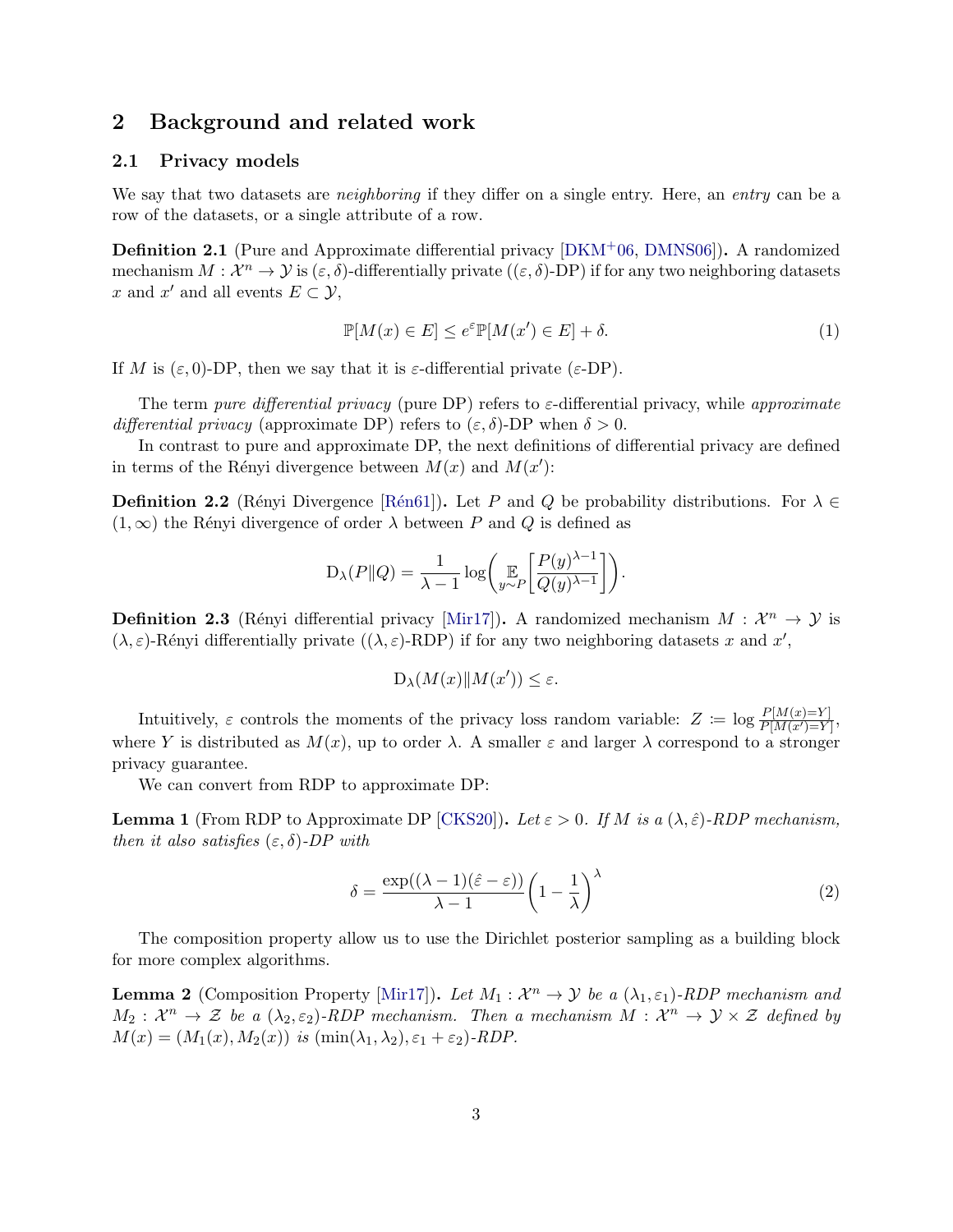## 2 Background and related work

### 2.1 Privacy models

We say that two datasets are *neighboring* if they differ on a single entry. Here, an *entry* can be a row of the datasets, or a single attribute of a row.

**Definition 2.1** (Pure and Approximate differential privacy [DKM+06, DMNS06])**.** A randomized mechanism $M : \mathcal{X}^n \to \mathcal{Y}$ is $(\varepsilon, \delta)$-differentially private ($(\varepsilon, \delta)$-DP) if for any two neighboring datasets $x$ and $x'$ and all events $E \subset \mathcal{Y}$,

$$\mathbb{P}[M(x) \in E] \leq e^{\varepsilon}\mathbb{P}[M(x') \in E] + \delta. \tag{1}$$

If $M$ is $(\varepsilon, 0)$-DP, then we say that it is $\varepsilon$-differential private ($\varepsilon$-DP).

The term *pure differential privacy* (pure DP) refers to $\varepsilon$-differential privacy, while *approximate differential privacy* (approximate DP) refers to $(\varepsilon, \delta)$-DP when $\delta > 0$.

In contrast to pure and approximate DP, the next definitions of differential privacy are defined in terms of the Rényi divergence between $M(x)$ and $M(x')$:

**Definition 2.2** (Rényi Divergence [Rén61])**.** Let $P$ and $Q$ be probability distributions. For $\lambda \in (1, \infty)$ the Rényi divergence of order $\lambda$ between $P$ and $Q$ is defined as

$$\mathrm{D}_\lambda(P\|Q) = \frac{1}{\lambda - 1}\log\left(\mathop{\mathbb{E}}_{y\sim P}\left[\frac{P(y)^{\lambda-1}}{Q(y)^{\lambda-1}}\right]\right).$$

**Definition 2.3** (Rényi differential privacy [Mir17])**.** A randomized mechanism $M : \mathcal{X}^n \to \mathcal{Y}$ is $(\lambda, \varepsilon)$-Rényi differentially private ($(\lambda, \varepsilon)$-RDP) if for any two neighboring datasets $x$ and $x'$,

$$\mathrm{D}_\lambda(M(x)\|M(x')) \leq \varepsilon.$$

Intuitively, $\varepsilon$ controls the moments of the privacy loss random variable: $Z \coloneqq \log \frac{P[M(x)=Y]}{P[M(x')=Y]}$, where $Y$ is distributed as $M(x)$, up to order $\lambda$. A smaller $\varepsilon$ and larger $\lambda$ correspond to a stronger privacy guarantee.

We can convert from RDP to approximate DP:

**Lemma 1** (From RDP to Approximate DP [CKS20])**.** *Let $\varepsilon > 0$. If $M$ is a $(\lambda, \hat{\varepsilon})$-RDP mechanism, then it also satisfies $(\varepsilon, \delta)$-DP with*

$$\delta = \frac{\exp((\lambda - 1)(\hat{\varepsilon} - \varepsilon))}{\lambda - 1}\left(1 - \frac{1}{\lambda}\right)^{\lambda} \tag{2}$$

The composition property allow us to use the Dirichlet posterior sampling as a building block for more complex algorithms.

**Lemma 2** (Composition Property [Mir17])**.** *Let $M_1 : \mathcal{X}^n \to \mathcal{Y}$ be a $(\lambda_1, \varepsilon_1)$-RDP mechanism and $M_2 : \mathcal{X}^n \to \mathcal{Z}$ be a $(\lambda_2, \varepsilon_2)$-RDP mechanism. Then a mechanism $M : \mathcal{X}^n \to \mathcal{Y} \times \mathcal{Z}$ defined by $M(x) = (M_1(x), M_2(x))$ is $(\min(\lambda_1, \lambda_2), \varepsilon_1 + \varepsilon_2)$-RDP.*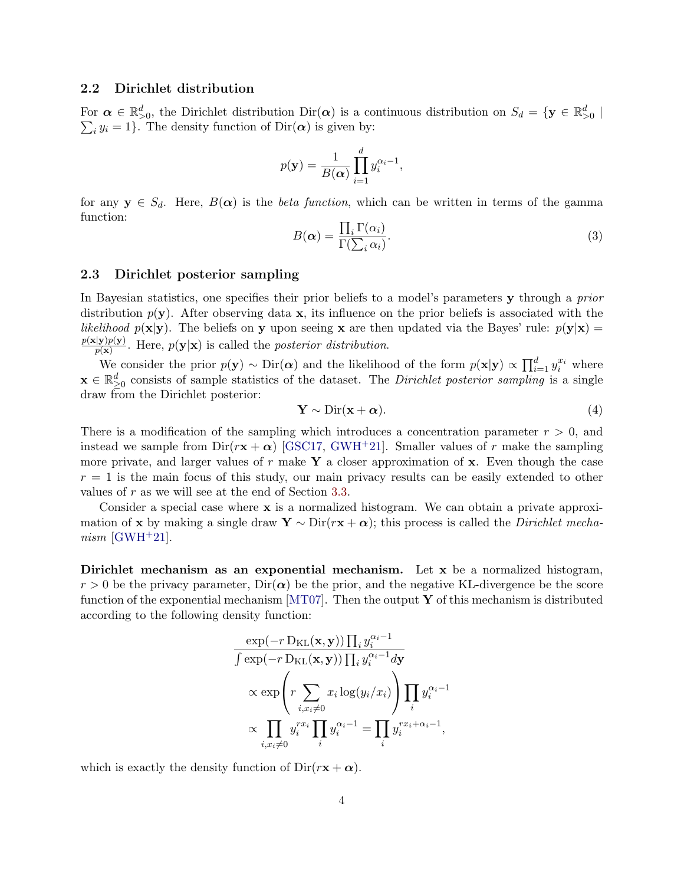### 2.2 Dirichlet distribution

For $\boldsymbol{\alpha} \in \mathbb{R}^d_{>0}$, the Dirichlet distribution $\mathrm{Dir}(\boldsymbol{\alpha})$ is a continuous distribution on $S_d = \{\mathbf{y} \in \mathbb{R}^d_{>0} \mid \sum_i y_i = 1\}$. The density function of $\mathrm{Dir}(\boldsymbol{\alpha})$ is given by:

$$p(\mathbf{y}) = \frac{1}{B(\boldsymbol{\alpha})} \prod_{i=1}^{d} y_i^{\alpha_i - 1},$$

for any $\mathbf{y} \in S_d$. Here, $B(\boldsymbol{\alpha})$ is the *beta function*, which can be written in terms of the gamma function:

$$B(\boldsymbol{\alpha}) = \frac{\prod_i \Gamma(\alpha_i)}{\Gamma(\sum_i \alpha_i)}. \tag{3}$$

### 2.3 Dirichlet posterior sampling

In Bayesian statistics, one specifies their prior beliefs to a model's parameters $\mathbf{y}$ through a *prior* distribution $p(\mathbf{y})$. After observing data $\mathbf{x}$, its influence on the prior beliefs is associated with the *likelihood* $p(\mathbf{x}|\mathbf{y})$. The beliefs on $\mathbf{y}$ upon seeing $\mathbf{x}$ are then updated via the Bayes' rule: $p(\mathbf{y}|\mathbf{x}) = \frac{p(\mathbf{x}|\mathbf{y})p(\mathbf{y})}{p(\mathbf{x})}$. Here, $p(\mathbf{y}|\mathbf{x})$ is called the *posterior distribution*.

We consider the prior $p(\mathbf{y}) \sim \mathrm{Dir}(\boldsymbol{\alpha})$ and the likelihood of the form $p(\mathbf{x}|\mathbf{y}) \propto \prod_{i=1}^d y_i^{x_i}$ where $\mathbf{x} \in \mathbb{R}^d_{\geq 0}$ consists of sample statistics of the dataset. The *Dirichlet posterior sampling* is a single draw from the Dirichlet posterior:

$$\mathbf{Y} \sim \mathrm{Dir}(\mathbf{x} + \boldsymbol{\alpha}). \tag{4}$$

There is a modification of the sampling which introduces a concentration parameter $r > 0$, and instead we sample from $\mathrm{Dir}(r\mathbf{x} + \boldsymbol{\alpha})$ [GSC17, GWH+21]. Smaller values of $r$ make the sampling more private, and larger values of $r$ make $\mathbf{Y}$ a closer approximation of $\mathbf{x}$. Even though the case $r = 1$ is the main focus of this study, our main privacy results can be easily extended to other values of $r$ as we will see at the end of Section 3.3.

Consider a special case where $\mathbf{x}$ is a normalized histogram. We can obtain a private approximation of $\mathbf{x}$ by making a single draw $\mathbf{Y} \sim \mathrm{Dir}(r\mathbf{x} + \boldsymbol{\alpha})$; this process is called the *Dirichlet mechanism* [GWH+21].

**Dirichlet mechanism as an exponential mechanism.** Let $\mathbf{x}$ be a normalized histogram, $r > 0$ be the privacy parameter, $\mathrm{Dir}(\boldsymbol{\alpha})$ be the prior, and the negative KL-divergence be the score function of the exponential mechanism [MT07]. Then the output $\mathbf{Y}$ of this mechanism is distributed according to the following density function:

$$\begin{aligned}
&\frac{\exp(-r\,\mathrm{D_{KL}}(\mathbf{x}, \mathbf{y})) \prod_i y_i^{\alpha_i - 1}}{\int \exp(-r\,\mathrm{D_{KL}}(\mathbf{x}, \mathbf{y})) \prod_i y_i^{\alpha_i - 1} d\mathbf{y}} \\
&\qquad \propto \exp\left(r \sum_{i, x_i \neq 0} x_i \log(y_i / x_i)\right) \prod_i y_i^{\alpha_i - 1} \\
&\qquad \propto \prod_{i, x_i \neq 0} y_i^{r x_i} \prod_i y_i^{\alpha_i - 1} = \prod_i y_i^{r x_i + \alpha_i - 1},
\end{aligned}$$

which is exactly the density function of $\mathrm{Dir}(r\mathbf{x} + \boldsymbol{\alpha})$.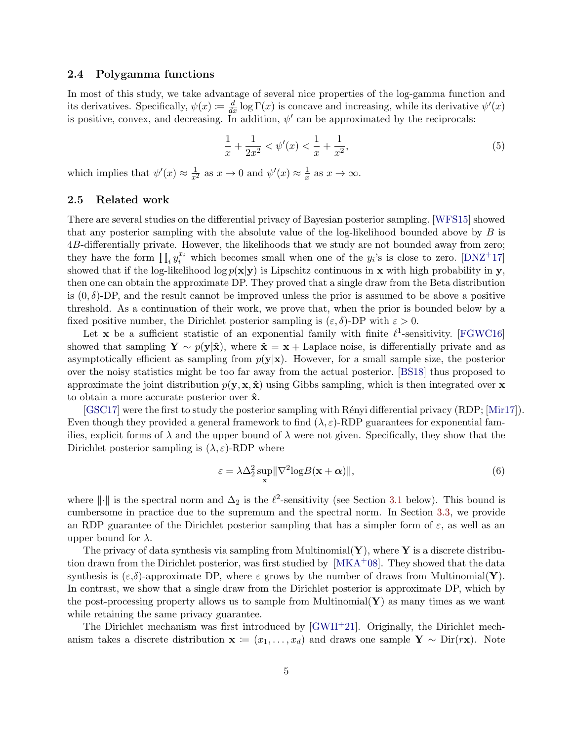### 2.4 Polygamma functions

In most of this study, we take advantage of several nice properties of the log-gamma function and its derivatives. Specifically, $\psi(x) \coloneqq \frac{d}{dx}\log\Gamma(x)$ is concave and increasing, while its derivative $\psi'(x)$ is positive, convex, and decreasing. In addition, $\psi'$ can be approximated by the reciprocals:

$$\frac{1}{x} + \frac{1}{2x^2} < \psi'(x) < \frac{1}{x} + \frac{1}{x^2}, \tag{5}$$

which implies that $\psi'(x) \approx \frac{1}{x^2}$ as $x \to 0$ and $\psi'(x) \approx \frac{1}{x}$ as $x \to \infty$.

### 2.5 Related work

There are several studies on the differential privacy of Bayesian posterior sampling. [WFS15] showed that any posterior sampling with the absolute value of the log-likelihood bounded above by $B$ is $4B$-differentially private. However, the likelihoods that we study are not bounded away from zero; they have the form $\prod_i y_i^{x_i}$ which becomes small when one of the $y_i$'s is close to zero. [DNZ+17] showed that if the log-likelihood $\log p(\mathbf{x}|\mathbf{y})$ is Lipschitz continuous in $\mathbf{x}$ with high probability in $\mathbf{y}$, then one can obtain the approximate DP. They proved that a single draw from the Beta distribution is $(0, \delta)$-DP, and the result cannot be improved unless the prior is assumed to be above a positive threshold. As a continuation of their work, we prove that, when the prior is bounded below by a fixed positive number, the Dirichlet posterior sampling is $(\varepsilon, \delta)$-DP with $\varepsilon > 0$.

Let $\mathbf{x}$ be a sufficient statistic of an exponential family with finite $\ell^1$-sensitivity. [FGWC16] showed that sampling $\mathbf{Y} \sim p(\mathbf{y}|\hat{\mathbf{x}})$, where $\hat{\mathbf{x}} = \mathbf{x} + \text{Laplace noise}$, is differentially private and as asymptotically efficient as sampling from $p(\mathbf{y}|\mathbf{x})$. However, for a small sample size, the posterior over the noisy statistics might be too far away from the actual posterior. [BS18] thus proposed to approximate the joint distribution $p(\mathbf{y}, \mathbf{x}, \hat{\mathbf{x}})$ using Gibbs sampling, which is then integrated over $\mathbf{x}$ to obtain a more accurate posterior over $\hat{\mathbf{x}}$.

[GSC17] were the first to study the posterior sampling with Rényi differential privacy (RDP; [Mir17]). Even though they provided a general framework to find $(\lambda, \varepsilon)$-RDP guarantees for exponential families, explicit forms of $\lambda$ and the upper bound of $\lambda$ were not given. Specifically, they show that the Dirichlet posterior sampling is $(\lambda, \varepsilon)$-RDP where

$$\varepsilon = \lambda \Delta_2^2 \sup_{\mathbf{x}} \|\nabla^2 \log B(\mathbf{x} + \boldsymbol{\alpha})\|, \tag{6}$$

where $\|\cdot\|$ is the spectral norm and $\Delta_2$ is the $\ell^2$-sensitivity (see Section 3.1 below). This bound is cumbersome in practice due to the supremum and the spectral norm. In Section 3.3, we provide an RDP guarantee of the Dirichlet posterior sampling that has a simpler form of $\varepsilon$, as well as an upper bound for $\lambda$.

The privacy of data synthesis via sampling from Multinomial($\mathbf{Y}$), where $\mathbf{Y}$ is a discrete distribution drawn from the Dirichlet posterior, was first studied by [MKA+08]. They showed that the data synthesis is $(\varepsilon,\delta)$-approximate DP, where $\varepsilon$ grows by the number of draws from Multinomial($\mathbf{Y}$). In contrast, we show that a single draw from the Dirichlet posterior is approximate DP, which by the post-processing property allows us to sample from Multinomial($\mathbf{Y}$) as many times as we want while retaining the same privacy guarantee.

The Dirichlet mechanism was first introduced by [GWH+21]. Originally, the Dirichlet mechanism takes a discrete distribution $\mathbf{x} \coloneqq (x_1, \ldots, x_d)$ and draws one sample $\mathbf{Y} \sim \text{Dir}(r\mathbf{x})$. Note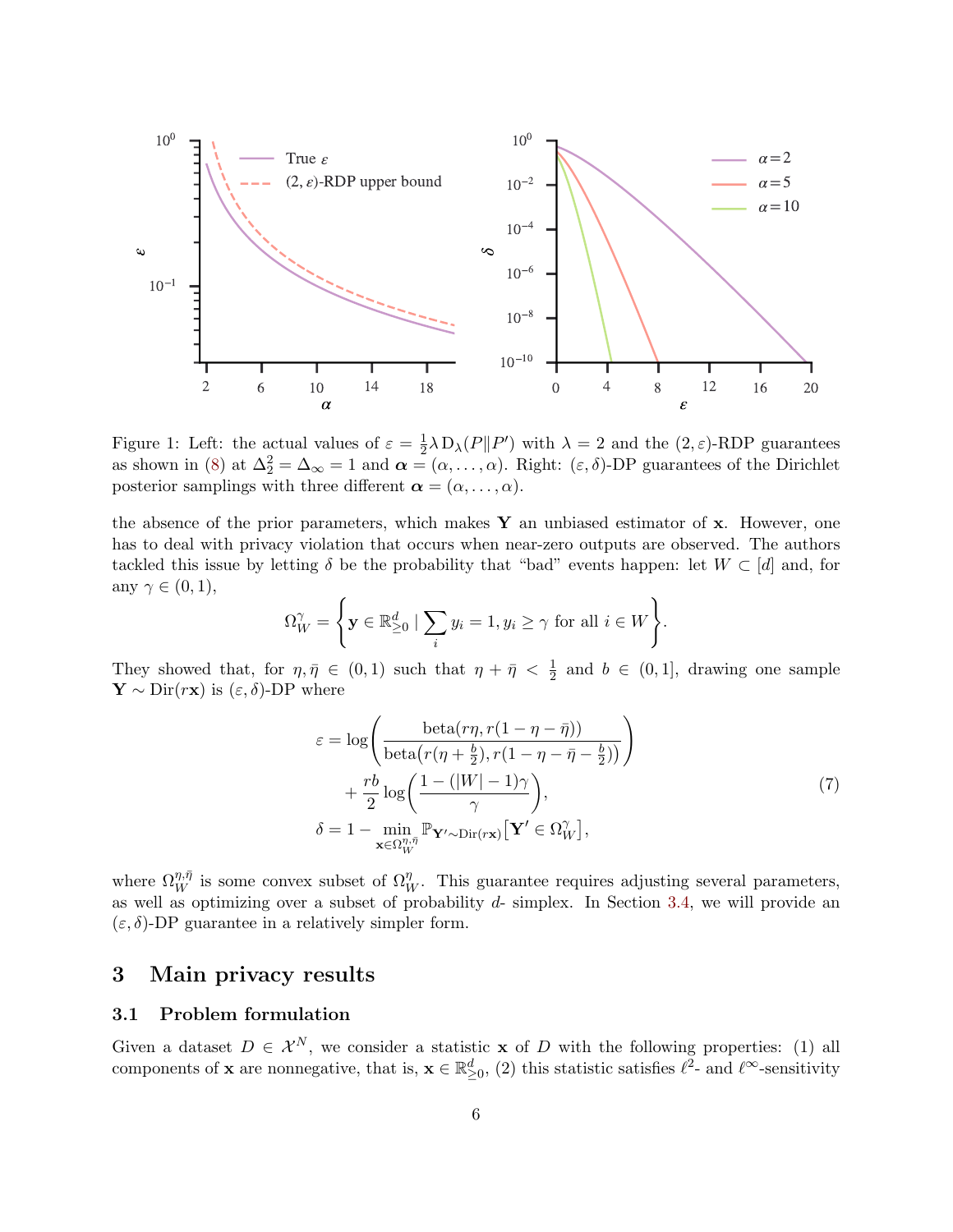Figure 1: Left: the actual values of $\varepsilon = \frac{1}{2}\lambda \, \mathrm{D}_\lambda(P\|P')$ with $\lambda = 2$ and the $(2,\varepsilon)$-RDP guarantees as shown in (8) at $\Delta_2^2 = \Delta_\infty = 1$ and $\boldsymbol{\alpha} = (\alpha, \ldots, \alpha)$. Right: $(\varepsilon, \delta)$-DP guarantees of the Dirichlet posterior samplings with three different $\boldsymbol{\alpha} = (\alpha, \ldots, \alpha)$.

the absence of the prior parameters, which makes $\mathbf{Y}$ an unbiased estimator of $\mathbf{x}$. However, one has to deal with privacy violation that occurs when near-zero outputs are observed. The authors tackled this issue by letting $\delta$ be the probability that "bad" events happen: let $W \subset [d]$ and, for any $\gamma \in (0,1)$,

$$\Omega_W^\gamma = \left\{ \mathbf{y} \in \mathbb{R}_{\geq 0}^d \mid \sum_i y_i = 1, y_i \geq \gamma \text{ for all } i \in W \right\}.$$

They showed that, for $\eta, \bar{\eta} \in (0,1)$ such that $\eta + \bar{\eta} < \frac{1}{2}$ and $b \in (0,1]$, drawing one sample $\mathbf{Y} \sim \mathrm{Dir}(r\mathbf{x})$ is $(\varepsilon, \delta)$-DP where

$$\begin{aligned}
\varepsilon &= \log\left( \frac{\mathrm{beta}(r\eta, r(1-\eta-\bar{\eta}))}{\mathrm{beta}\big(r(\eta+\frac{b}{2}), r(1-\eta-\bar{\eta}-\frac{b}{2})\big)} \right) \\
&\quad + \frac{rb}{2} \log\left( \frac{1-(|W|-1)\gamma}{\gamma} \right), \\
\delta &= 1 - \min_{\mathbf{x} \in \Omega_W^{\eta,\bar{\eta}}} \mathbb{P}_{\mathbf{Y}' \sim \mathrm{Dir}(r\mathbf{x})}\left[ \mathbf{Y}' \in \Omega_W^\gamma \right],
\end{aligned} \tag{7}$$

where $\Omega_W^{\eta,\bar{\eta}}$ is some convex subset of $\Omega_W^\eta$. This guarantee requires adjusting several parameters, as well as optimizing over a subset of probability $d$- simplex. In Section 3.4, we will provide an $(\varepsilon, \delta)$-DP guarantee in a relatively simpler form.

## 3 Main privacy results

### 3.1 Problem formulation

Given a dataset $D \in \mathcal{X}^N$, we consider a statistic $\mathbf{x}$ of $D$ with the following properties: (1) all components of $\mathbf{x}$ are nonnegative, that is, $\mathbf{x} \in \mathbb{R}_{\geq 0}^d$, (2) this statistic satisfies $\ell^2$- and $\ell^\infty$-sensitivity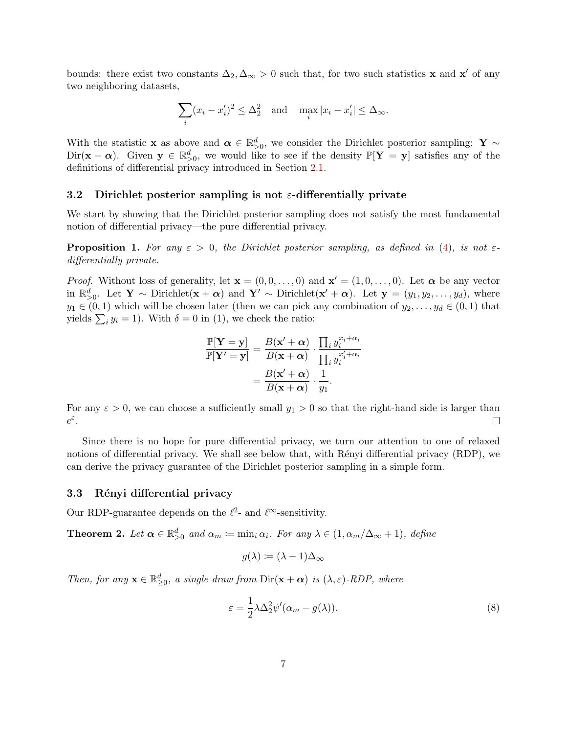bounds: there exist two constants $\Delta_2, \Delta_\infty > 0$ such that, for two such statistics $\mathbf{x}$ and $\mathbf{x}'$ of any two neighboring datasets,

$$\sum_i (x_i - x_i')^2 \leq \Delta_2^2 \quad \text{and} \quad \max_i |x_i - x_i'| \leq \Delta_\infty.$$

With the statistic $\mathbf{x}$ as above and $\boldsymbol{\alpha} \in \mathbb{R}^d_{>0}$, we consider the Dirichlet posterior sampling: $\mathbf{Y} \sim \mathrm{Dir}(\mathbf{x} + \boldsymbol{\alpha})$. Given $\mathbf{y} \in \mathbb{R}^d_{>0}$, we would like to see if the density $\mathbb{P}[\mathbf{Y} = \mathbf{y}]$ satisfies any of the definitions of differential privacy introduced in Section 2.1.

### 3.2 Dirichlet posterior sampling is not $\varepsilon$-differentially private

We start by showing that the Dirichlet posterior sampling does not satisfy the most fundamental notion of differential privacy—the pure differential privacy.

**Proposition 1.** *For any $\varepsilon > 0$, the Dirichlet posterior sampling, as defined in (4), is not $\varepsilon$-differentially private.*

*Proof.* Without loss of generality, let $\mathbf{x} = (0, 0, \ldots, 0)$ and $\mathbf{x}' = (1, 0, \ldots, 0)$. Let $\boldsymbol{\alpha}$ be any vector in $\mathbb{R}^d_{>0}$. Let $\mathbf{Y} \sim \mathrm{Dirichlet}(\mathbf{x} + \boldsymbol{\alpha})$ and $\mathbf{Y}' \sim \mathrm{Dirichlet}(\mathbf{x}' + \boldsymbol{\alpha})$. Let $\mathbf{y} = (y_1, y_2, \ldots, y_d)$, where $y_1 \in (0, 1)$ which will be chosen later (then we can pick any combination of $y_2, \ldots, y_d \in (0, 1)$ that yields $\sum_i y_i = 1$). With $\delta = 0$ in (1), we check the ratio:

$$\begin{aligned}
\frac{\mathbb{P}[\mathbf{Y} = \mathbf{y}]}{\mathbb{P}[\mathbf{Y}' = \mathbf{y}]} &= \frac{B(\mathbf{x}' + \boldsymbol{\alpha})}{B(\mathbf{x} + \boldsymbol{\alpha})} \cdot \frac{\prod_i y_i^{x_i + \alpha_i}}{\prod_i y_i^{x_i' + \alpha_i}} \\
&= \frac{B(\mathbf{x}' + \boldsymbol{\alpha})}{B(\mathbf{x} + \boldsymbol{\alpha})} \cdot \frac{1}{y_1}.
\end{aligned}$$

For any $\varepsilon > 0$, we can choose a sufficiently small $y_1 > 0$ so that the right-hand side is larger than $e^\varepsilon$. $\square$

Since there is no hope for pure differential privacy, we turn our attention to one of relaxed notions of differential privacy. We shall see below that, with Rényi differential privacy (RDP), we can derive the privacy guarantee of the Dirichlet posterior sampling in a simple form.

### 3.3 Rényi differential privacy

Our RDP-guarantee depends on the $\ell^2$- and $\ell^\infty$-sensitivity.

**Theorem 2.** *Let $\boldsymbol{\alpha} \in \mathbb{R}^d_{>0}$ and $\alpha_m := \min_i \alpha_i$. For any $\lambda \in (1, \alpha_m/\Delta_\infty + 1)$, define*

$$g(\lambda) := (\lambda - 1)\Delta_\infty$$

*Then, for any $\mathbf{x} \in \mathbb{R}^d_{\geq 0}$, a single draw from $\mathrm{Dir}(\mathbf{x} + \boldsymbol{\alpha})$ is $(\lambda, \varepsilon)$-RDP, where*

$$\varepsilon = \frac{1}{2}\lambda \Delta_2^2 \psi'(\alpha_m - g(\lambda)). \tag{8}$$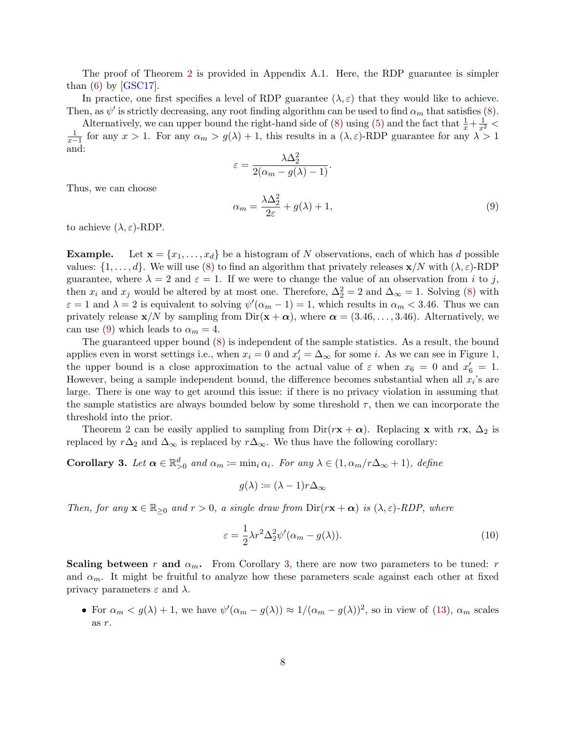The proof of Theorem 2 is provided in Appendix A.1. Here, the RDP guarantee is simpler than (6) by [GSC17].

In practice, one first specifies a level of RDP guarantee $(\lambda, \varepsilon)$ that they would like to achieve. Then, as $\psi'$ is strictly decreasing, any root finding algorithm can be used to find $\alpha_m$ that satisfies (8).

Alternatively, we can upper bound the right-hand side of (8) using (5) and the fact that $\frac{1}{x} + \frac{1}{x^2} < \frac{1}{x-1}$ for any $x > 1$. For any $\alpha_m > g(\lambda) + 1$, this results in a $(\lambda, \varepsilon)$-RDP guarantee for any $\lambda > 1$ and:

$$\varepsilon = \frac{\lambda \Delta_2^2}{2(\alpha_m - g(\lambda) - 1)}.$$

Thus, we can choose

$$\alpha_m = \frac{\lambda \Delta_2^2}{2\varepsilon} + g(\lambda) + 1, \tag{9}$$

to achieve $(\lambda, \varepsilon)$-RDP.

**Example.** Let $\mathbf{x} = \{x_1, \ldots, x_d\}$ be a histogram of $N$ observations, each of which has $d$ possible values: $\{1, \ldots, d\}$. We will use (8) to find an algorithm that privately releases $\mathbf{x}/N$ with $(\lambda, \varepsilon)$-RDP guarantee, where $\lambda = 2$ and $\varepsilon = 1$. If we were to change the value of an observation from $i$ to $j$, then $x_i$ and $x_j$ would be altered by at most one. Therefore, $\Delta_2^2 = 2$ and $\Delta_\infty = 1$. Solving (8) with $\varepsilon = 1$ and $\lambda = 2$ is equivalent to solving $\psi'(\alpha_m - 1) = 1$, which results in $\alpha_m < 3.46$. Thus we can privately release $\mathbf{x}/N$ by sampling from $\mathrm{Dir}(\mathbf{x} + \boldsymbol{\alpha})$, where $\boldsymbol{\alpha} = (3.46, \ldots, 3.46)$. Alternatively, we can use (9) which leads to $\alpha_m = 4$.

The guaranteed upper bound (8) is independent of the sample statistics. As a result, the bound applies even in worst settings i.e., when $x_i = 0$ and $x_i' = \Delta_\infty$ for some $i$. As we can see in Figure 1, the upper bound is a close approximation to the actual value of $\varepsilon$ when $x_6 = 0$ and $x_6' = 1$. However, being a sample independent bound, the difference becomes substantial when all $x_i$'s are large. There is one way to get around this issue: if there is no privacy violation in assuming that the sample statistics are always bounded below by some threshold $\tau$, then we can incorporate the threshold into the prior.

Theorem 2 can be easily applied to sampling from $\mathrm{Dir}(r\mathbf{x} + \boldsymbol{\alpha})$. Replacing $\mathbf{x}$ with $r\mathbf{x}$, $\Delta_2$ is replaced by $r\Delta_2$ and $\Delta_\infty$ is replaced by $r\Delta_\infty$. We thus have the following corollary:

**Corollary 3.** *Let $\boldsymbol{\alpha} \in \mathbb{R}^d_{>0}$ and $\alpha_m := \min_i \alpha_i$. For any $\lambda \in (1, \alpha_m / r\Delta_\infty + 1)$, define*

$$g(\lambda) := (\lambda - 1) r \Delta_\infty$$

*Then, for any $\mathbf{x} \in \mathbb{R}_{\geq 0}$ and $r > 0$, a single draw from $\mathrm{Dir}(r\mathbf{x} + \boldsymbol{\alpha})$ is $(\lambda, \varepsilon)$-RDP, where*

$$\varepsilon = \frac{1}{2} \lambda r^2 \Delta_2^2 \psi'(\alpha_m - g(\lambda)). \tag{10}$$

**Scaling between $r$ and $\alpha_m$.** From Corollary 3, there are now two parameters to be tuned: $r$ and $\alpha_m$. It might be fruitful to analyze how these parameters scale against each other at fixed privacy parameters $\varepsilon$ and $\lambda$.

- For $\alpha_m < g(\lambda) + 1$, we have $\psi'(\alpha_m - g(\lambda)) \approx 1/(\alpha_m - g(\lambda))^2$, so in view of (13), $\alpha_m$ scales as $r$.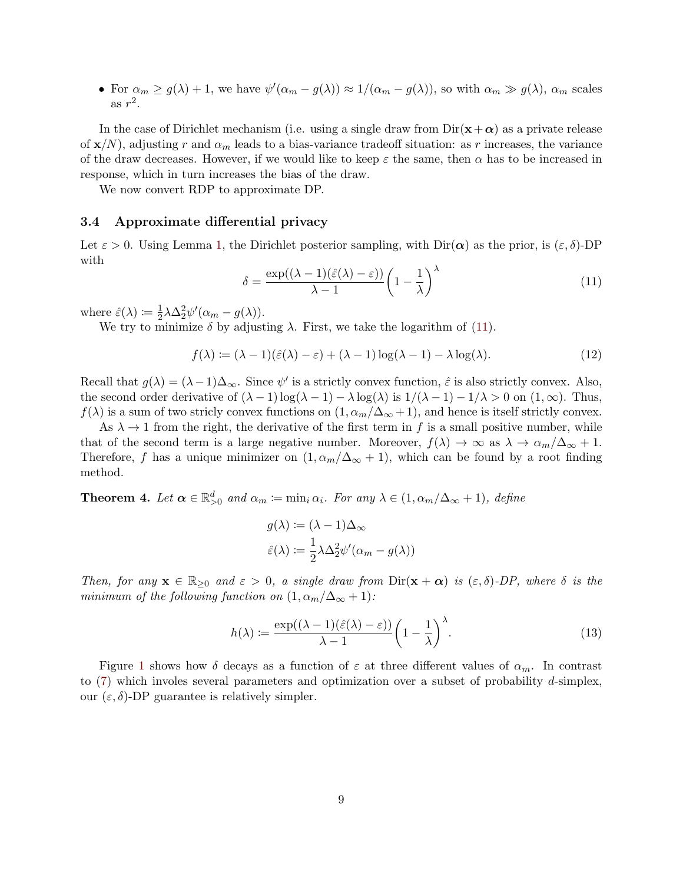- For $\alpha_m \geq g(\lambda) + 1$, we have $\psi'(\alpha_m - g(\lambda)) \approx 1/(\alpha_m - g(\lambda))$, so with $\alpha_m \gg g(\lambda)$, $\alpha_m$ scales as $r^2$.

In the case of Dirichlet mechanism (i.e. using a single draw from $\mathrm{Dir}(\mathbf{x}+\boldsymbol{\alpha})$ as a private release of $\mathbf{x}/N$), adjusting $r$ and $\alpha_m$ leads to a bias-variance tradeoff situation: as $r$ increases, the variance of the draw decreases. However, if we would like to keep $\varepsilon$ the same, then $\alpha$ has to be increased in response, which in turn increases the bias of the draw.

We now convert RDP to approximate DP.

### 3.4 Approximate differential privacy

Let $\varepsilon > 0$. Using Lemma 1, the Dirichlet posterior sampling, with $\mathrm{Dir}(\boldsymbol{\alpha})$ as the prior, is $(\varepsilon, \delta)$-DP with

$$\delta = \frac{\exp((\lambda-1)(\hat{\varepsilon}(\lambda) - \varepsilon))}{\lambda - 1}\left(1 - \frac{1}{\lambda}\right)^{\lambda} \tag{11}$$

where $\hat{\varepsilon}(\lambda) \coloneqq \frac{1}{2}\lambda\Delta_2^2\psi'(\alpha_m - g(\lambda))$.

We try to minimize $\delta$ by adjusting $\lambda$. First, we take the logarithm of (11).

$$f(\lambda) \coloneqq (\lambda-1)(\hat{\varepsilon}(\lambda) - \varepsilon) + (\lambda-1)\log(\lambda-1) - \lambda\log(\lambda). \tag{12}$$

Recall that $g(\lambda) = (\lambda-1)\Delta_\infty$. Since $\psi'$ is a strictly convex function, $\hat{\varepsilon}$ is also strictly convex. Also, the second order derivative of $(\lambda-1)\log(\lambda-1) - \lambda\log(\lambda)$ is $1/(\lambda-1) - 1/\lambda > 0$ on $(1, \infty)$. Thus, $f(\lambda)$ is a sum of two stricly convex functions on $(1, \alpha_m/\Delta_\infty + 1)$, and hence is itself strictly convex.

As $\lambda \to 1$ from the right, the derivative of the first term in $f$ is a small positive number, while that of the second term is a large negative number. Moreover, $f(\lambda) \to \infty$ as $\lambda \to \alpha_m/\Delta_\infty + 1$. Therefore, $f$ has a unique minimizer on $(1, \alpha_m/\Delta_\infty + 1)$, which can be found by a root finding method.

**Theorem 4.** *Let $\boldsymbol{\alpha} \in \mathbb{R}^d_{>0}$ and $\alpha_m \coloneqq \min_i \alpha_i$. For any $\lambda \in (1, \alpha_m/\Delta_\infty + 1)$, define*

$$g(\lambda) \coloneqq (\lambda-1)\Delta_\infty$$
$$\hat{\varepsilon}(\lambda) \coloneqq \frac{1}{2}\lambda\Delta_2^2\psi'(\alpha_m - g(\lambda))$$

*Then, for any $\mathbf{x} \in \mathbb{R}_{\geq 0}$ and $\varepsilon > 0$, a single draw from $\mathrm{Dir}(\mathbf{x}+\boldsymbol{\alpha})$ is $(\varepsilon, \delta)$-DP, where $\delta$ is the minimum of the following function on $(1, \alpha_m/\Delta_\infty + 1)$:*

$$h(\lambda) \coloneqq \frac{\exp((\lambda-1)(\hat{\varepsilon}(\lambda) - \varepsilon))}{\lambda - 1}\left(1 - \frac{1}{\lambda}\right)^{\lambda}. \tag{13}$$

Figure 1 shows how $\delta$ decays as a function of $\varepsilon$ at three different values of $\alpha_m$. In contrast to (7) which involes several parameters and optimization over a subset of probability $d$-simplex, our $(\varepsilon, \delta)$-DP guarantee is relatively simpler.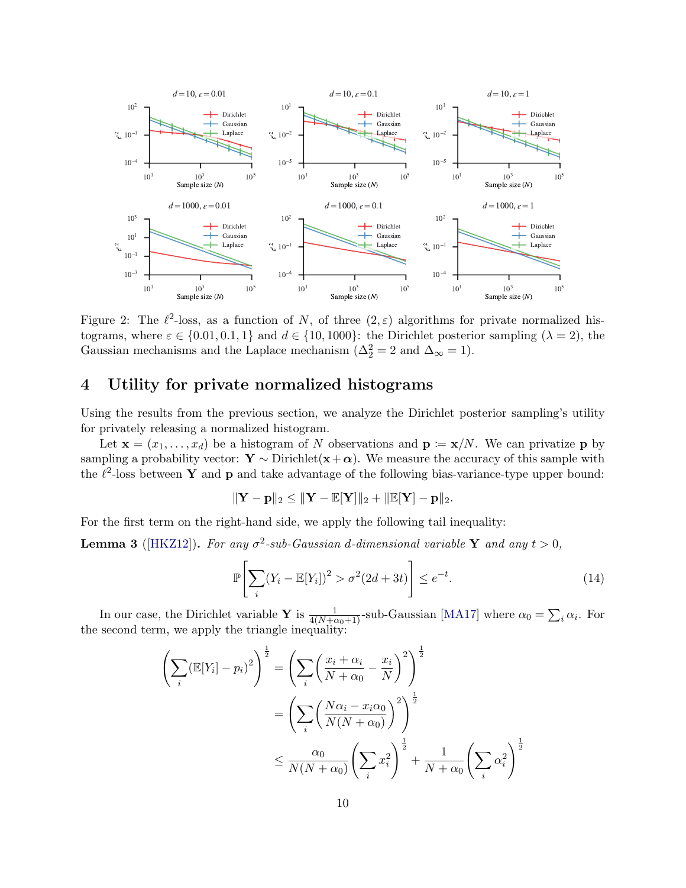Figure 2: The $\ell^2$-loss, as a function of $N$, of three $(2, \varepsilon)$ algorithms for private normalized histograms, where $\varepsilon \in \{0.01, 0.1, 1\}$ and $d \in \{10, 1000\}$: the Dirichlet posterior sampling ($\lambda = 2$), the Gaussian mechanisms and the Laplace mechanism ($\Delta_2^2 = 2$ and $\Delta_\infty = 1$).

## 4 Utility for private normalized histograms

Using the results from the previous section, we analyze the Dirichlet posterior sampling's utility for privately releasing a normalized histogram.

Let $\mathbf{x} = (x_1, \ldots, x_d)$ be a histogram of $N$ observations and $\mathbf{p} \coloneqq \mathbf{x}/N$. We can privatize $\mathbf{p}$ by sampling a probability vector: $\mathbf{Y} \sim \text{Dirichlet}(\mathbf{x} + \boldsymbol{\alpha})$. We measure the accuracy of this sample with the $\ell^2$-loss between $\mathbf{Y}$ and $\mathbf{p}$ and take advantage of the following bias-variance-type upper bound:

$$\|\mathbf{Y} - \mathbf{p}\|_2 \leq \|\mathbf{Y} - \mathbb{E}[\mathbf{Y}]\|_2 + \|\mathbb{E}[\mathbf{Y}] - \mathbf{p}\|_2.$$

For the first term on the right-hand side, we apply the following tail inequality:

**Lemma 3** ([HKZ12]). *For any $\sigma^2$-sub-Gaussian $d$-dimensional variable $\mathbf{Y}$ and any $t > 0$,*

$$\mathbb{P}\left[\sum_i (Y_i - \mathbb{E}[Y_i])^2 > \sigma^2(2d + 3t)\right] \leq e^{-t}. \tag{14}$$

In our case, the Dirichlet variable $\mathbf{Y}$ is $\frac{1}{4(N+\alpha_0+1)}$-sub-Gaussian [MA17] where $\alpha_0 = \sum_i \alpha_i$. For the second term, we apply the triangle inequality:

$$\begin{aligned}
\left(\sum_i (\mathbb{E}[Y_i] - p_i)^2\right)^{\frac{1}{2}} &= \left(\sum_i \left(\frac{x_i + \alpha_i}{N + \alpha_0} - \frac{x_i}{N}\right)^2\right)^{\frac{1}{2}} \\
&= \left(\sum_i \left(\frac{N\alpha_i - x_i\alpha_0}{N(N + \alpha_0)}\right)^2\right)^{\frac{1}{2}} \\
&\leq \frac{\alpha_0}{N(N + \alpha_0)} \left(\sum_i x_i^2\right)^{\frac{1}{2}} + \frac{1}{N + \alpha_0} \left(\sum_i \alpha_i^2\right)^{\frac{1}{2}}
\end{aligned}$$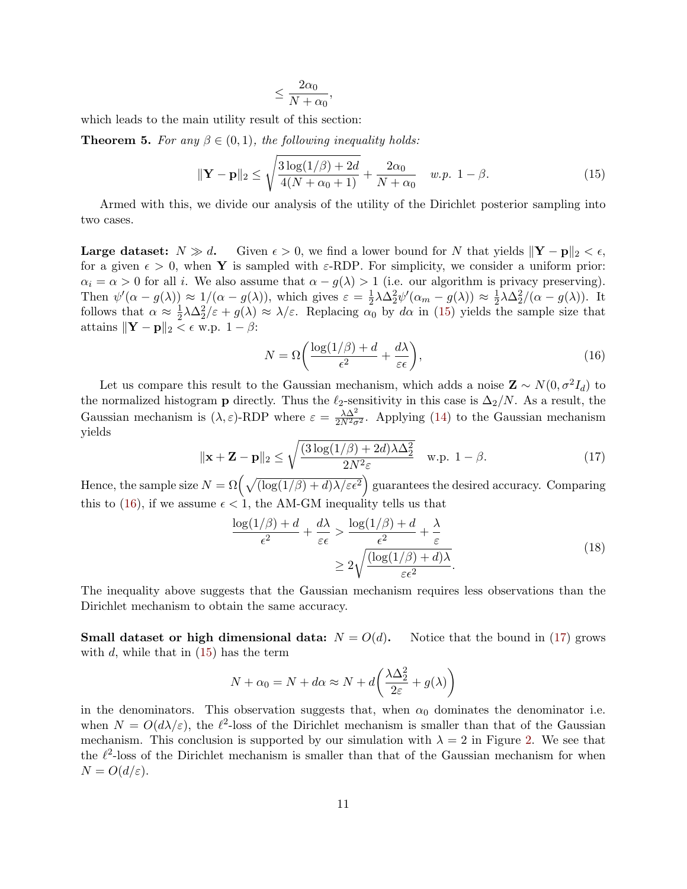$$\leq \frac{2\alpha_0}{N+\alpha_0},$$

which leads to the main utility result of this section:

**Theorem 5.** *For any $\beta \in (0,1)$, the following inequality holds:*

$$\|\mathbf{Y} - \mathbf{p}\|_2 \leq \sqrt{\frac{3\log(1/\beta) + 2d}{4(N+\alpha_0+1)}} + \frac{2\alpha_0}{N+\alpha_0} \quad \textit{w.p. } 1-\beta. \tag{15}$$

Armed with this, we divide our analysis of the utility of the Dirichlet posterior sampling into two cases.

**Large dataset: $N \gg d$.** Given $\epsilon > 0$, we find a lower bound for $N$ that yields $\|\mathbf{Y} - \mathbf{p}\|_2 < \epsilon$, for a given $\epsilon > 0$, when $\mathbf{Y}$ is sampled with $\varepsilon$-RDP. For simplicity, we consider a uniform prior: $\alpha_i = \alpha > 0$ for all $i$. We also assume that $\alpha - g(\lambda) > 1$ (i.e. our algorithm is privacy preserving). Then $\psi'(\alpha - g(\lambda)) \approx 1/(\alpha - g(\lambda))$, which gives $\varepsilon = \frac{1}{2}\lambda\Delta_2^2\psi'(\alpha_m - g(\lambda)) \approx \frac{1}{2}\lambda\Delta_2^2/(\alpha - g(\lambda))$. It follows that $\alpha \approx \frac{1}{2}\lambda\Delta_2^2/\varepsilon + g(\lambda) \approx \lambda/\varepsilon$. Replacing $\alpha_0$ by $d\alpha$ in (15) yields the sample size that attains $\|\mathbf{Y} - \mathbf{p}\|_2 < \epsilon$ w.p. $1-\beta$:

$$N = \Omega\bigg(\frac{\log(1/\beta) + d}{\epsilon^2} + \frac{d\lambda}{\varepsilon\epsilon}\bigg), \tag{16}$$

Let us compare this result to the Gaussian mechanism, which adds a noise $\mathbf{Z} \sim N(0, \sigma^2 I_d)$ to the normalized histogram $\mathbf{p}$ directly. Thus the $\ell_2$-sensitivity in this case is $\Delta_2/N$. As a result, the Gaussian mechanism is $(\lambda, \varepsilon)$-RDP where $\varepsilon = \frac{\lambda\Delta_2^2}{2N^2\sigma^2}$. Applying (14) to the Gaussian mechanism yields

$$\|\mathbf{x} + \mathbf{Z} - \mathbf{p}\|_2 \leq \sqrt{\frac{(3\log(1/\beta) + 2d)\lambda\Delta_2^2}{2N^2\varepsilon}} \quad \text{w.p. } 1-\beta. \tag{17}$$

Hence, the sample size $N = \Omega\Big(\sqrt{(\log(1/\beta) + d)\lambda/\varepsilon\epsilon^2}\Big)$ guarantees the desired accuracy. Comparing this to (16), if we assume $\epsilon < 1$, the AM-GM inequality tells us that

$$\begin{aligned}\frac{\log(1/\beta) + d}{\epsilon^2} + \frac{d\lambda}{\varepsilon\epsilon} &> \frac{\log(1/\beta) + d}{\epsilon^2} + \frac{\lambda}{\varepsilon} \\ &\geq 2\sqrt{\frac{(\log(1/\beta) + d)\lambda}{\varepsilon\epsilon^2}}.\end{aligned} \tag{18}$$

The inequality above suggests that the Gaussian mechanism requires less observations than the Dirichlet mechanism to obtain the same accuracy.

**Small dataset or high dimensional data: $N = O(d)$.** Notice that the bound in (17) grows with $d$, while that in (15) has the term

$$N + \alpha_0 = N + d\alpha \approx N + d\bigg(\frac{\lambda\Delta_2^2}{2\varepsilon} + g(\lambda)\bigg)$$

in the denominators. This observation suggests that, when $\alpha_0$ dominates the denominator i.e. when $N = O(d\lambda/\varepsilon)$, the $\ell^2$-loss of the Dirichlet mechanism is smaller than that of the Gaussian mechanism. This conclusion is supported by our simulation with $\lambda = 2$ in Figure 2. We see that the $\ell^2$-loss of the Dirichlet mechanism is smaller than that of the Gaussian mechanism for when $N = O(d/\varepsilon)$.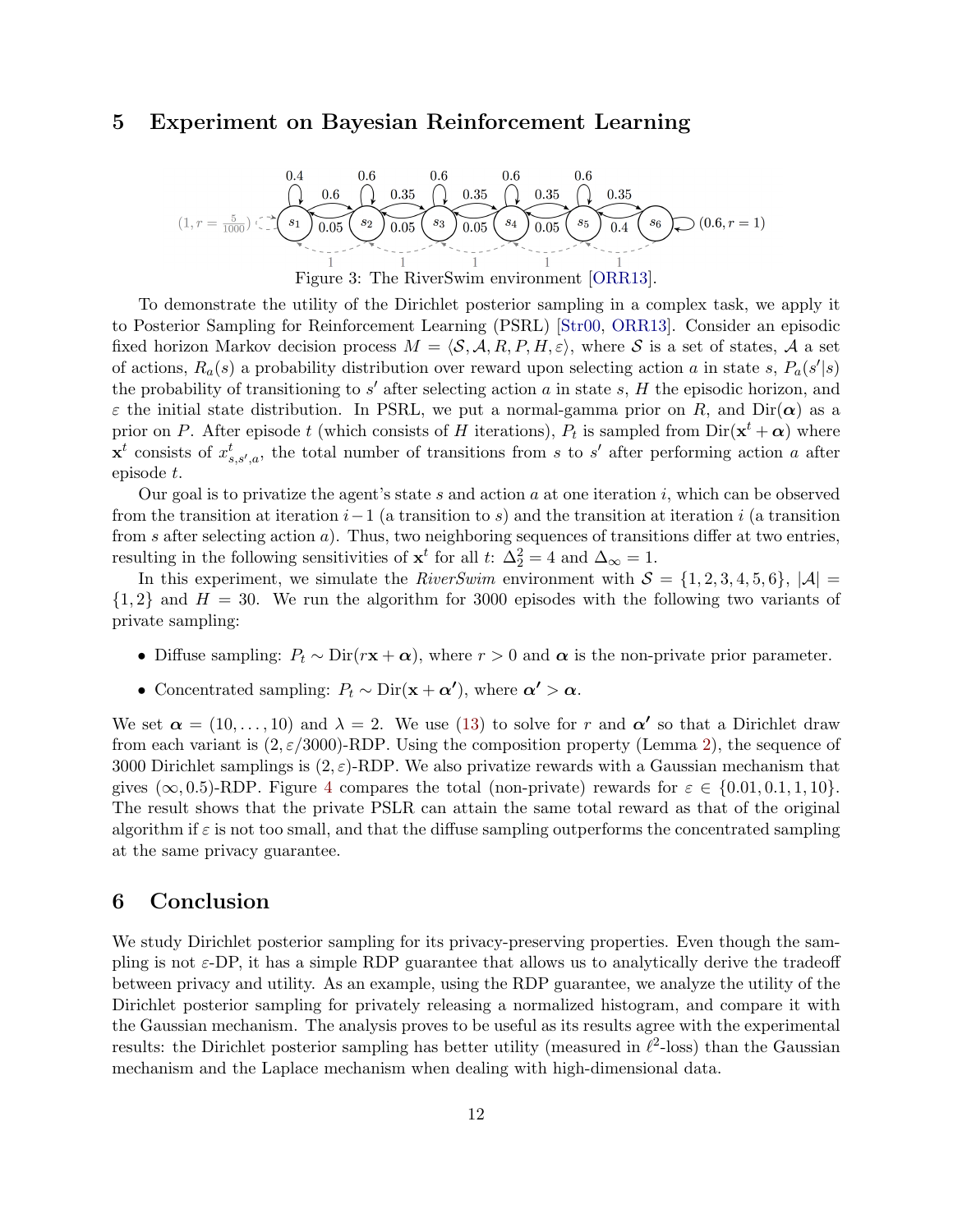# 5 Experiment on Bayesian Reinforcement Learning

Figure 3: The RiverSwim environment [ORR13].

To demonstrate the utility of the Dirichlet posterior sampling in a complex task, we apply it to Posterior Sampling for Reinforcement Learning (PSRL) [Str00, ORR13]. Consider an episodic fixed horizon Markov decision process $M = \langle \mathcal{S}, \mathcal{A}, R, P, H, \varepsilon \rangle$, where $\mathcal{S}$ is a set of states, $\mathcal{A}$ a set of actions, $R_a(s)$ a probability distribution over reward upon selecting action $a$ in state $s$, $P_a(s'|s)$ the probability of transitioning to $s'$ after selecting action $a$ in state $s$, $H$ the episodic horizon, and $\varepsilon$ the initial state distribution. In PSRL, we put a normal-gamma prior on $R$, and $\mathrm{Dir}(\boldsymbol{\alpha})$ as a prior on $P$. After episode $t$ (which consists of $H$ iterations), $P_t$ is sampled from $\mathrm{Dir}(\mathbf{x}^t + \boldsymbol{\alpha})$ where $\mathbf{x}^t$ consists of $x^t_{s,s',a}$, the total number of transitions from $s$ to $s'$ after performing action $a$ after episode $t$.

Our goal is to privatize the agent's state $s$ and action $a$ at one iteration $i$, which can be observed from the transition at iteration $i-1$ (a transition to $s$) and the transition at iteration $i$ (a transition from $s$ after selecting action $a$). Thus, two neighboring sequences of transitions differ at two entries, resulting in the following sensitivities of $\mathbf{x}^t$ for all $t$: $\Delta_2^2 = 4$ and $\Delta_\infty = 1$.

In this experiment, we simulate the *RiverSwim* environment with $\mathcal{S} = \{1, 2, 3, 4, 5, 6\}$, $|\mathcal{A}| = \{1, 2\}$ and $H = 30$. We run the algorithm for 3000 episodes with the following two variants of private sampling:

- Diffuse sampling: $P_t \sim \mathrm{Dir}(r\mathbf{x} + \boldsymbol{\alpha})$, where $r > 0$ and $\boldsymbol{\alpha}$ is the non-private prior parameter.
- Concentrated sampling: $P_t \sim \mathrm{Dir}(\mathbf{x} + \boldsymbol{\alpha'})$, where $\boldsymbol{\alpha'} > \boldsymbol{\alpha}$.

We set $\boldsymbol{\alpha} = (10, \ldots, 10)$ and $\lambda = 2$. We use (13) to solve for $r$ and $\boldsymbol{\alpha'}$ so that a Dirichlet draw from each variant is $(2, \varepsilon/3000)$-RDP. Using the composition property (Lemma 2), the sequence of 3000 Dirichlet samplings is $(2, \varepsilon)$-RDP. We also privatize rewards with a Gaussian mechanism that gives $(\infty, 0.5)$-RDP. Figure 4 compares the total (non-private) rewards for $\varepsilon \in \{0.01, 0.1, 1, 10\}$. The result shows that the private PSLR can attain the same total reward as that of the original algorithm if $\varepsilon$ is not too small, and that the diffuse sampling outperforms the concentrated sampling at the same privacy guarantee.

# 6 Conclusion

We study Dirichlet posterior sampling for its privacy-preserving properties. Even though the sampling is not $\varepsilon$-DP, it has a simple RDP guarantee that allows us to analytically derive the tradeoff between privacy and utility. As an example, using the RDP guarantee, we analyze the utility of the Dirichlet posterior sampling for privately releasing a normalized histogram, and compare it with the Gaussian mechanism. The analysis proves to be useful as its results agree with the experimental results: the Dirichlet posterior sampling has better utility (measured in $\ell^2$-loss) than the Gaussian mechanism and the Laplace mechanism when dealing with high-dimensional data.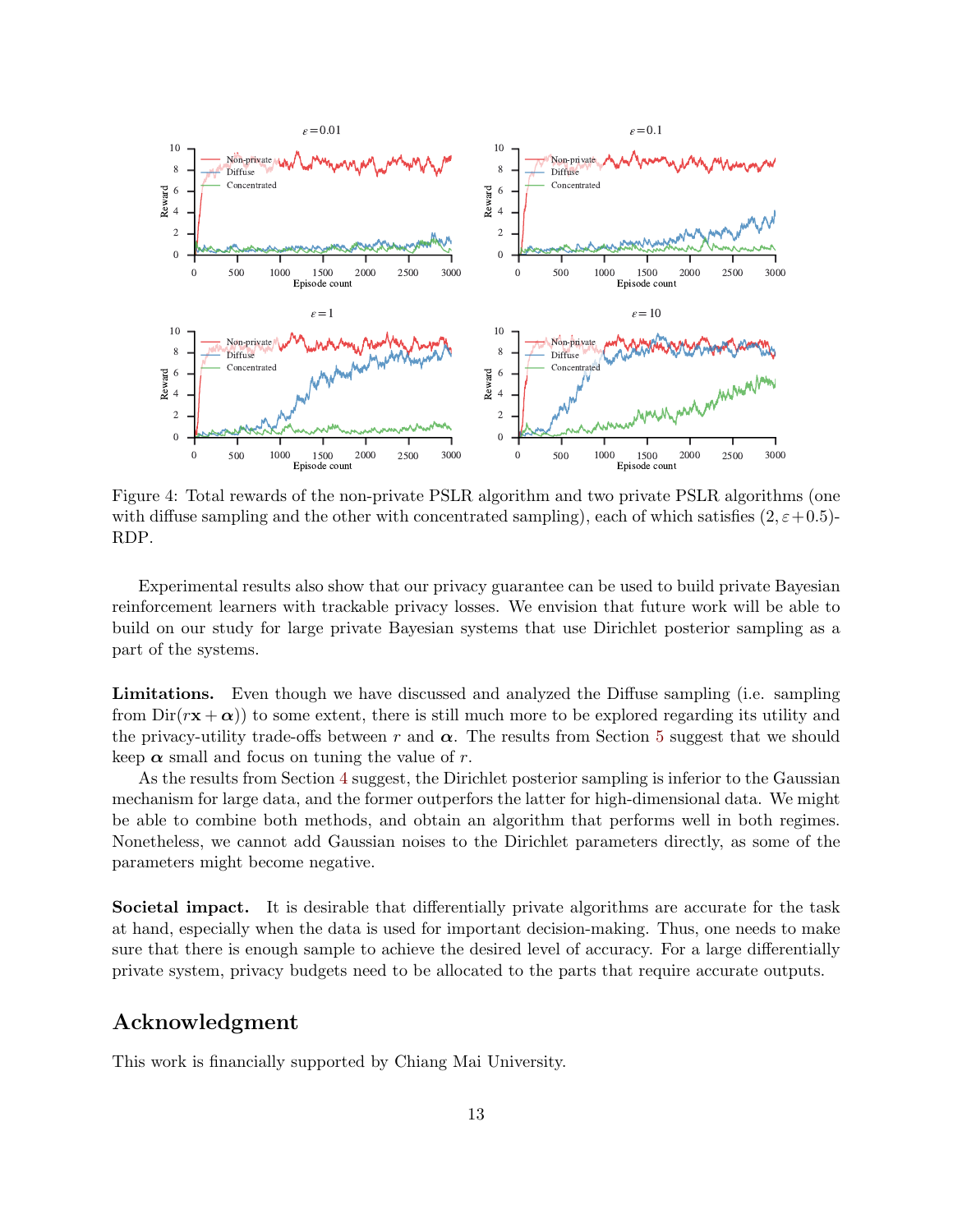Figure 4: Total rewards of the non-private PSLR algorithm and two private PSLR algorithms (one with diffuse sampling and the other with concentrated sampling), each of which satisfies $(2, \varepsilon + 0.5)$-RDP.

Experimental results also show that our privacy guarantee can be used to build private Bayesian reinforcement learners with trackable privacy losses. We envision that future work will be able to build on our study for large private Bayesian systems that use Dirichlet posterior sampling as a part of the systems.

**Limitations.** Even though we have discussed and analyzed the Diffuse sampling (i.e. sampling from $\text{Dir}(r\mathbf{x} + \boldsymbol{\alpha})$) to some extent, there is still much more to be explored regarding its utility and the privacy-utility trade-offs between $r$ and $\boldsymbol{\alpha}$. The results from Section 5 suggest that we should keep $\boldsymbol{\alpha}$ small and focus on tuning the value of $r$.

As the results from Section 4 suggest, the Dirichlet posterior sampling is inferior to the Gaussian mechanism for large data, and the former outperfors the latter for high-dimensional data. We might be able to combine both methods, and obtain an algorithm that performs well in both regimes. Nonetheless, we cannot add Gaussian noises to the Dirichlet parameters directly, as some of the parameters might become negative.

**Societal impact.** It is desirable that differentially private algorithms are accurate for the task at hand, especially when the data is used for important decision-making. Thus, one needs to make sure that there is enough sample to achieve the desired level of accuracy. For a large differentially private system, privacy budgets need to be allocated to the parts that require accurate outputs.

## Acknowledgment

This work is financially supported by Chiang Mai University.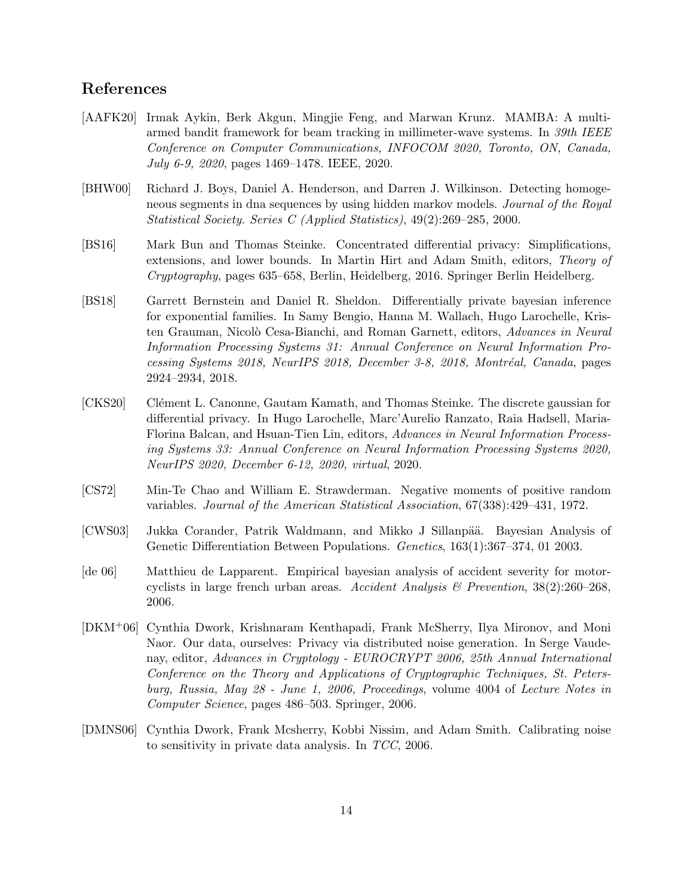## References

[AAFK20] Irmak Aykin, Berk Akgun, Mingjie Feng, and Marwan Krunz. MAMBA: A multi-armed bandit framework for beam tracking in millimeter-wave systems. In *39th IEEE Conference on Computer Communications, INFOCOM 2020, Toronto, ON, Canada, July 6-9, 2020*, pages 1469–1478. IEEE, 2020.

[BHW00] Richard J. Boys, Daniel A. Henderson, and Darren J. Wilkinson. Detecting homogeneous segments in dna sequences by using hidden markov models. *Journal of the Royal Statistical Society. Series C (Applied Statistics)*, 49(2):269–285, 2000.

[BS16] Mark Bun and Thomas Steinke. Concentrated differential privacy: Simplifications, extensions, and lower bounds. In Martin Hirt and Adam Smith, editors, *Theory of Cryptography*, pages 635–658, Berlin, Heidelberg, 2016. Springer Berlin Heidelberg.

[BS18] Garrett Bernstein and Daniel R. Sheldon. Differentially private bayesian inference for exponential families. In Samy Bengio, Hanna M. Wallach, Hugo Larochelle, Kristen Grauman, Nicolò Cesa-Bianchi, and Roman Garnett, editors, *Advances in Neural Information Processing Systems 31: Annual Conference on Neural Information Processing Systems 2018, NeurIPS 2018, December 3-8, 2018, Montréal, Canada*, pages 2924–2934, 2018.

[CKS20] Clément L. Canonne, Gautam Kamath, and Thomas Steinke. The discrete gaussian for differential privacy. In Hugo Larochelle, Marc'Aurelio Ranzato, Raia Hadsell, Maria-Florina Balcan, and Hsuan-Tien Lin, editors, *Advances in Neural Information Processing Systems 33: Annual Conference on Neural Information Processing Systems 2020, NeurIPS 2020, December 6-12, 2020, virtual*, 2020.

[CS72] Min-Te Chao and William E. Strawderman. Negative moments of positive random variables. *Journal of the American Statistical Association*, 67(338):429–431, 1972.

[CWS03] Jukka Corander, Patrik Waldmann, and Mikko J Sillanpää. Bayesian Analysis of Genetic Differentiation Between Populations. *Genetics*, 163(1):367–374, 01 2003.

[de 06] Matthieu de Lapparent. Empirical bayesian analysis of accident severity for motorcyclists in large french urban areas. *Accident Analysis & Prevention*, 38(2):260–268, 2006.

[DKM+06] Cynthia Dwork, Krishnaram Kenthapadi, Frank McSherry, Ilya Mironov, and Moni Naor. Our data, ourselves: Privacy via distributed noise generation. In Serge Vaudenay, editor, *Advances in Cryptology - EUROCRYPT 2006, 25th Annual International Conference on the Theory and Applications of Cryptographic Techniques, St. Petersburg, Russia, May 28 - June 1, 2006, Proceedings*, volume 4004 of *Lecture Notes in Computer Science*, pages 486–503. Springer, 2006.

[DMNS06] Cynthia Dwork, Frank Mcsherry, Kobbi Nissim, and Adam Smith. Calibrating noise to sensitivity in private data analysis. In *TCC*, 2006.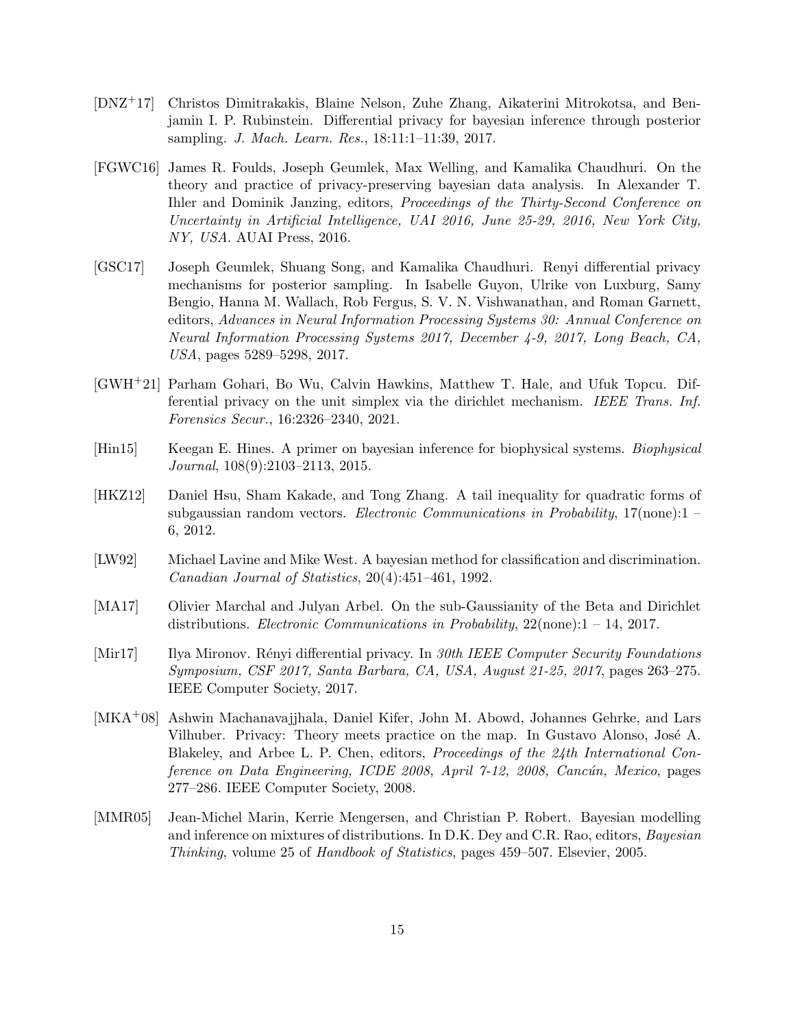[DNZ+17] Christos Dimitrakakis, Blaine Nelson, Zuhe Zhang, Aikaterini Mitrokotsa, and Benjamin I. P. Rubinstein. Differential privacy for bayesian inference through posterior sampling. *J. Mach. Learn. Res.*, 18:11:1–11:39, 2017.

[FGWC16] James R. Foulds, Joseph Geumlek, Max Welling, and Kamalika Chaudhuri. On the theory and practice of privacy-preserving bayesian data analysis. In Alexander T. Ihler and Dominik Janzing, editors, *Proceedings of the Thirty-Second Conference on Uncertainty in Artificial Intelligence, UAI 2016, June 25-29, 2016, New York City, NY, USA*. AUAI Press, 2016.

[GSC17] Joseph Geumlek, Shuang Song, and Kamalika Chaudhuri. Renyi differential privacy mechanisms for posterior sampling. In Isabelle Guyon, Ulrike von Luxburg, Samy Bengio, Hanna M. Wallach, Rob Fergus, S. V. N. Vishwanathan, and Roman Garnett, editors, *Advances in Neural Information Processing Systems 30: Annual Conference on Neural Information Processing Systems 2017, December 4-9, 2017, Long Beach, CA, USA*, pages 5289–5298, 2017.

[GWH+21] Parham Gohari, Bo Wu, Calvin Hawkins, Matthew T. Hale, and Ufuk Topcu. Differential privacy on the unit simplex via the dirichlet mechanism. *IEEE Trans. Inf. Forensics Secur.*, 16:2326–2340, 2021.

[Hin15] Keegan E. Hines. A primer on bayesian inference for biophysical systems. *Biophysical Journal*, 108(9):2103–2113, 2015.

[HKZ12] Daniel Hsu, Sham Kakade, and Tong Zhang. A tail inequality for quadratic forms of subgaussian random vectors. *Electronic Communications in Probability*, 17(none):1 – 6, 2012.

[LW92] Michael Lavine and Mike West. A bayesian method for classification and discrimination. *Canadian Journal of Statistics*, 20(4):451–461, 1992.

[MA17] Olivier Marchal and Julyan Arbel. On the sub-Gaussianity of the Beta and Dirichlet distributions. *Electronic Communications in Probability*, 22(none):1 – 14, 2017.

[Mir17] Ilya Mironov. Rényi differential privacy. In *30th IEEE Computer Security Foundations Symposium, CSF 2017, Santa Barbara, CA, USA, August 21-25, 2017*, pages 263–275. IEEE Computer Society, 2017.

[MKA+08] Ashwin Machanavajjhala, Daniel Kifer, John M. Abowd, Johannes Gehrke, and Lars Vilhuber. Privacy: Theory meets practice on the map. In Gustavo Alonso, José A. Blakeley, and Arbee L. P. Chen, editors, *Proceedings of the 24th International Conference on Data Engineering, ICDE 2008, April 7-12, 2008, Cancún, Mexico*, pages 277–286. IEEE Computer Society, 2008.

[MMR05] Jean-Michel Marin, Kerrie Mengersen, and Christian P. Robert. Bayesian modelling and inference on mixtures of distributions. In D.K. Dey and C.R. Rao, editors, *Bayesian Thinking*, volume 25 of *Handbook of Statistics*, pages 459–507. Elsevier, 2005.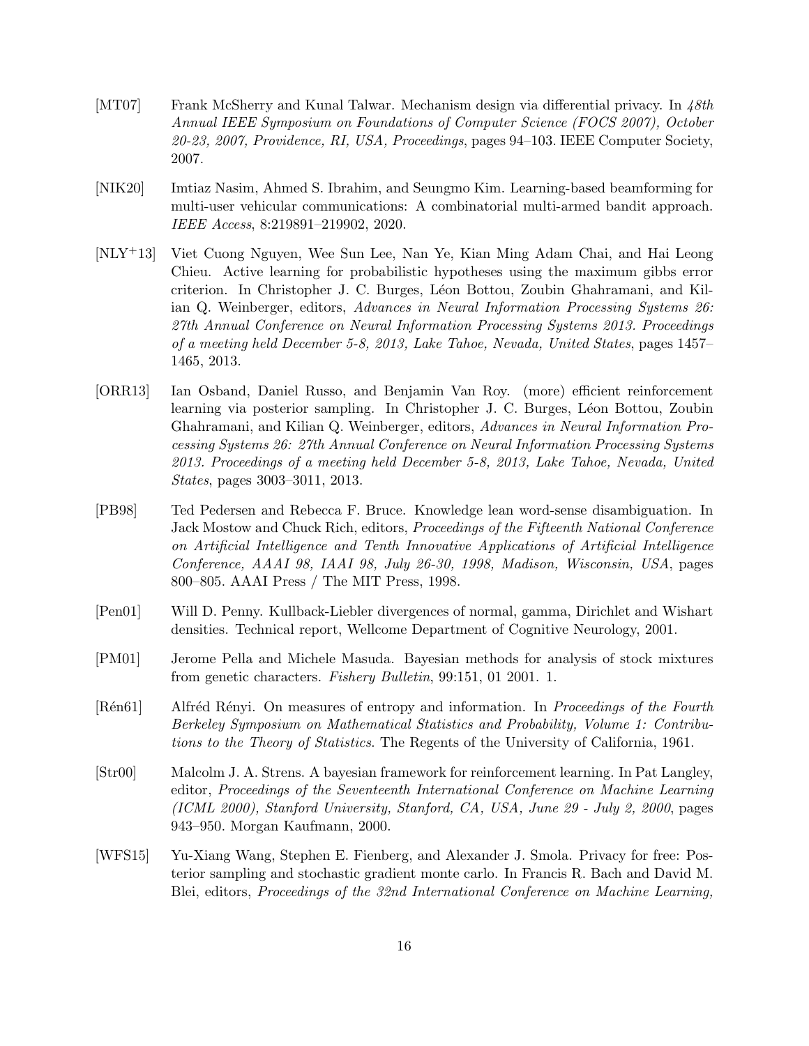[MT07] Frank McSherry and Kunal Talwar. Mechanism design via differential privacy. In *48th Annual IEEE Symposium on Foundations of Computer Science (FOCS 2007), October 20-23, 2007, Providence, RI, USA, Proceedings*, pages 94–103. IEEE Computer Society, 2007.

[NIK20] Imtiaz Nasim, Ahmed S. Ibrahim, and Seungmo Kim. Learning-based beamforming for multi-user vehicular communications: A combinatorial multi-armed bandit approach. *IEEE Access*, 8:219891–219902, 2020.

[NLY+13] Viet Cuong Nguyen, Wee Sun Lee, Nan Ye, Kian Ming Adam Chai, and Hai Leong Chieu. Active learning for probabilistic hypotheses using the maximum gibbs error criterion. In Christopher J. C. Burges, Léon Bottou, Zoubin Ghahramani, and Kilian Q. Weinberger, editors, *Advances in Neural Information Processing Systems 26: 27th Annual Conference on Neural Information Processing Systems 2013. Proceedings of a meeting held December 5-8, 2013, Lake Tahoe, Nevada, United States*, pages 1457–1465, 2013.

[ORR13] Ian Osband, Daniel Russo, and Benjamin Van Roy. (more) efficient reinforcement learning via posterior sampling. In Christopher J. C. Burges, Léon Bottou, Zoubin Ghahramani, and Kilian Q. Weinberger, editors, *Advances in Neural Information Processing Systems 26: 27th Annual Conference on Neural Information Processing Systems 2013. Proceedings of a meeting held December 5-8, 2013, Lake Tahoe, Nevada, United States*, pages 3003–3011, 2013.

[PB98] Ted Pedersen and Rebecca F. Bruce. Knowledge lean word-sense disambiguation. In Jack Mostow and Chuck Rich, editors, *Proceedings of the Fifteenth National Conference on Artificial Intelligence and Tenth Innovative Applications of Artificial Intelligence Conference, AAAI 98, IAAI 98, July 26-30, 1998, Madison, Wisconsin, USA*, pages 800–805. AAAI Press / The MIT Press, 1998.

[Pen01] Will D. Penny. Kullback-Liebler divergences of normal, gamma, Dirichlet and Wishart densities. Technical report, Wellcome Department of Cognitive Neurology, 2001.

[PM01] Jerome Pella and Michele Masuda. Bayesian methods for analysis of stock mixtures from genetic characters. *Fishery Bulletin*, 99:151, 01 2001. 1.

[Rén61] Alfréd Rényi. On measures of entropy and information. In *Proceedings of the Fourth Berkeley Symposium on Mathematical Statistics and Probability, Volume 1: Contributions to the Theory of Statistics*. The Regents of the University of California, 1961.

[Str00] Malcolm J. A. Strens. A bayesian framework for reinforcement learning. In Pat Langley, editor, *Proceedings of the Seventeenth International Conference on Machine Learning (ICML 2000), Stanford University, Stanford, CA, USA, June 29 - July 2, 2000*, pages 943–950. Morgan Kaufmann, 2000.

[WFS15] Yu-Xiang Wang, Stephen E. Fienberg, and Alexander J. Smola. Privacy for free: Posterior sampling and stochastic gradient monte carlo. In Francis R. Bach and David M. Blei, editors, *Proceedings of the 32nd International Conference on Machine Learning,*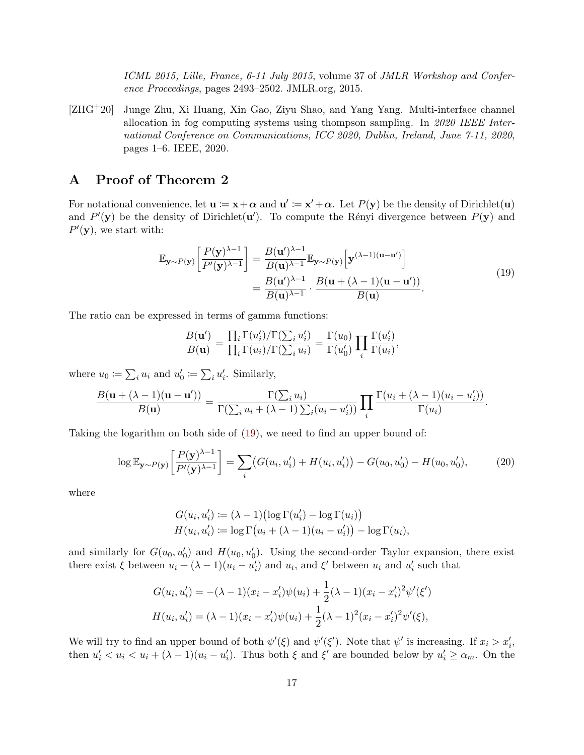*ICML 2015, Lille, France, 6-11 July 2015*, volume 37 of *JMLR Workshop and Conference Proceedings*, pages 2493–2502. JMLR.org, 2015.

[ZHG+20] Junge Zhu, Xi Huang, Xin Gao, Ziyu Shao, and Yang Yang. Multi-interface channel allocation in fog computing systems using thompson sampling. In *2020 IEEE International Conference on Communications, ICC 2020, Dublin, Ireland, June 7-11, 2020*, pages 1–6. IEEE, 2020.

# A Proof of Theorem 2

For notational convenience, let $\mathbf{u} \coloneqq \mathbf{x} + \boldsymbol{\alpha}$ and $\mathbf{u}' \coloneqq \mathbf{x}' + \boldsymbol{\alpha}$. Let $P(\mathbf{y})$ be the density of Dirichlet($\mathbf{u}$) and $P'(\mathbf{y})$ be the density of Dirichlet($\mathbf{u}'$). To compute the Rényi divergence between $P(\mathbf{y})$ and $P'(\mathbf{y})$, we start with:

$$\mathbb{E}_{\mathbf{y}\sim P(\mathbf{y})}\left[\frac{P(\mathbf{y})^{\lambda-1}}{P'(\mathbf{y})^{\lambda-1}}\right] = \frac{B(\mathbf{u}')^{\lambda-1}}{B(\mathbf{u})^{\lambda-1}}\mathbb{E}_{\mathbf{y}\sim P(\mathbf{y})}\Big[\mathbf{y}^{(\lambda-1)(\mathbf{u}-\mathbf{u}')}\Big] = \frac{B(\mathbf{u}')^{\lambda-1}}{B(\mathbf{u})^{\lambda-1}} \cdot \frac{B(\mathbf{u}+(\lambda-1)(\mathbf{u}-\mathbf{u}'))}{B(\mathbf{u})}. \tag{19}$$

The ratio can be expressed in terms of gamma functions:

$$\frac{B(\mathbf{u}')}{B(\mathbf{u})} = \frac{\prod_i \Gamma(u_i')/\Gamma(\sum_i u_i')}{\prod_i \Gamma(u_i)/\Gamma(\sum_i u_i)} = \frac{\Gamma(u_0)}{\Gamma(u_0')}\prod_i \frac{\Gamma(u_i')}{\Gamma(u_i)},$$

where $u_0 \coloneqq \sum_i u_i$ and $u_0' \coloneqq \sum_i u_i'$. Similarly,

$$\frac{B(\mathbf{u}+(\lambda-1)(\mathbf{u}-\mathbf{u}'))}{B(\mathbf{u})} = \frac{\Gamma(\sum_i u_i)}{\Gamma(\sum_i u_i + (\lambda-1)\sum_i(u_i - u_i'))}\prod_i \frac{\Gamma(u_i + (\lambda-1)(u_i-u_i'))}{\Gamma(u_i)}.$$

Taking the logarithm on both side of (19), we need to find an upper bound of:

$$\log \mathbb{E}_{\mathbf{y}\sim P(\mathbf{y})}\left[\frac{P(\mathbf{y})^{\lambda-1}}{P'(\mathbf{y})^{\lambda-1}}\right] = \sum_i \big(G(u_i,u_i') + H(u_i,u_i')\big) - G(u_0,u_0') - H(u_0,u_0'), \tag{20}$$

where

$$G(u_i,u_i') \coloneqq (\lambda-1)\big(\log\Gamma(u_i') - \log\Gamma(u_i)\big)$$
$$H(u_i,u_i') \coloneqq \log\Gamma\big(u_i + (\lambda-1)(u_i-u_i')\big) - \log\Gamma(u_i),$$

and similarly for $G(u_0,u_0')$ and $H(u_0,u_0')$. Using the second-order Taylor expansion, there exist there exist $\xi$ between $u_i + (\lambda-1)(u_i-u_i')$ and $u_i$, and $\xi'$ between $u_i$ and $u_i'$ such that

$$G(u_i,u_i') = -(\lambda-1)(x_i-x_i')\psi(u_i) + \frac{1}{2}(\lambda-1)(x_i-x_i')^2\psi'(\xi')$$
$$H(u_i,u_i') = (\lambda-1)(x_i-x_i')\psi(u_i) + \frac{1}{2}(\lambda-1)^2(x_i-x_i')^2\psi'(\xi),$$

We will try to find an upper bound of both $\psi'(\xi)$ and $\psi'(\xi')$. Note that $\psi'$ is increasing. If $x_i > x_i'$, then $u_i' < u_i < u_i + (\lambda-1)(u_i-u_i')$. Thus both $\xi$ and $\xi'$ are bounded below by $u_i' \geq \alpha_m$. On the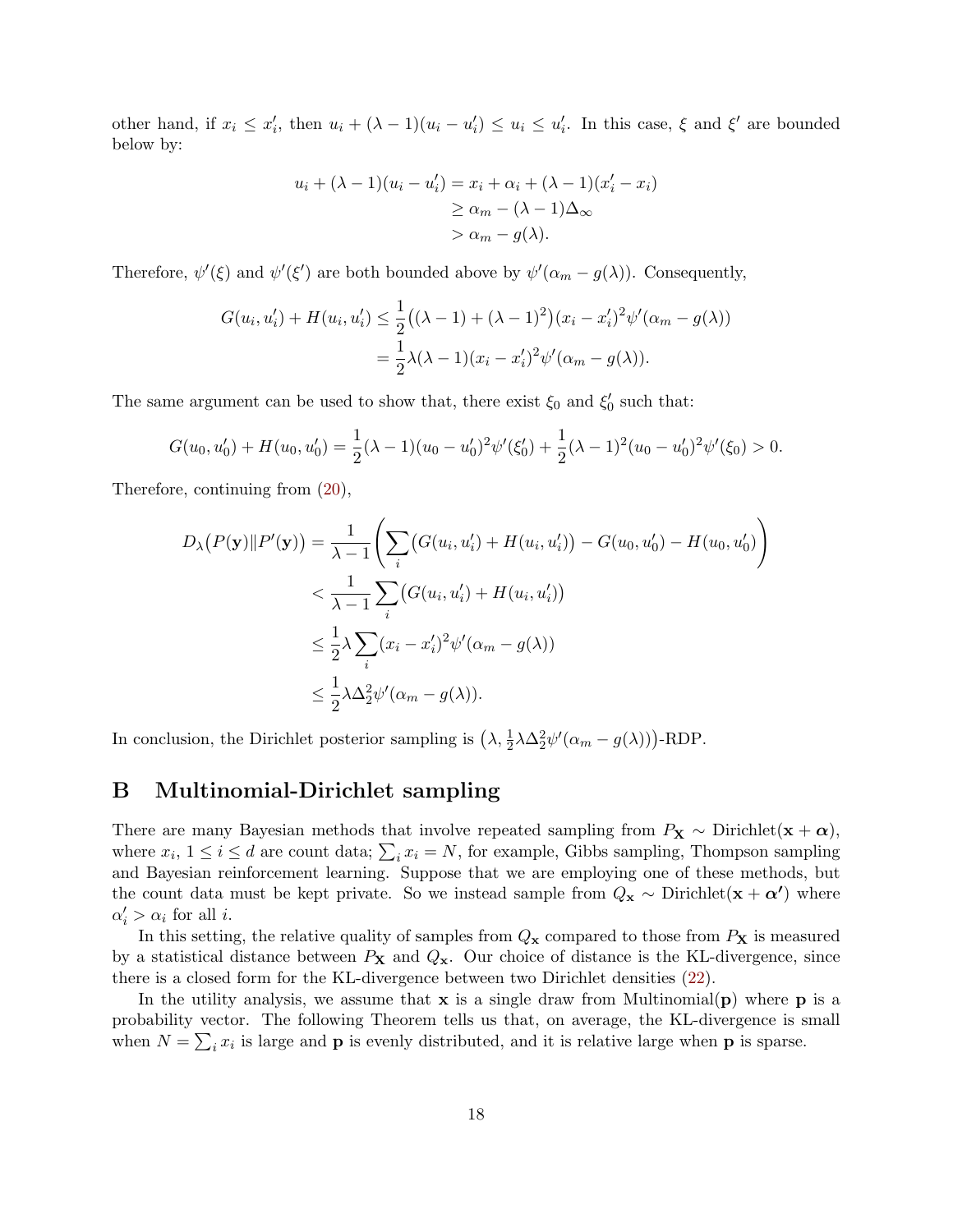other hand, if $x_i \le x_i'$, then $u_i + (\lambda-1)(u_i - u_i') \le u_i \le u_i'$. In this case, $\xi$ and $\xi'$ are bounded below by:

$$
\begin{aligned}
u_i + (\lambda-1)(u_i - u_i') &= x_i + \alpha_i + (\lambda-1)(x_i' - x_i) \\
&\ge \alpha_m - (\lambda-1)\Delta_\infty \\
&> \alpha_m - g(\lambda).
\end{aligned}
$$

Therefore, $\psi'(\xi)$ and $\psi'(\xi')$ are both bounded above by $\psi'(\alpha_m - g(\lambda))$. Consequently,

$$
\begin{aligned}
G(u_i, u_i') + H(u_i, u_i') &\le \frac{1}{2}\big((\lambda-1) + (\lambda-1)^2\big)(x_i - x_i')^2 \psi'(\alpha_m - g(\lambda)) \\
&= \frac{1}{2}\lambda(\lambda-1)(x_i - x_i')^2 \psi'(\alpha_m - g(\lambda)).
\end{aligned}
$$

The same argument can be used to show that, there exist $\xi_0$ and $\xi_0'$ such that:

$$
G(u_0, u_0') + H(u_0, u_0') = \frac{1}{2}(\lambda-1)(u_0 - u_0')^2\psi'(\xi_0') + \frac{1}{2}(\lambda-1)^2(u_0 - u_0')^2\psi'(\xi_0) > 0.
$$

Therefore, continuing from (20),

$$
\begin{aligned}
D_\lambda\big(P(\mathbf{y}) \| P'(\mathbf{y})\big) &= \frac{1}{\lambda-1}\left(\sum_i \big(G(u_i, u_i') + H(u_i, u_i')\big) - G(u_0, u_0') - H(u_0, u_0')\right) \\
&< \frac{1}{\lambda-1}\sum_i \big(G(u_i, u_i') + H(u_i, u_i')\big) \\
&\le \frac{1}{2}\lambda \sum_i (x_i - x_i')^2 \psi'(\alpha_m - g(\lambda)) \\
&\le \frac{1}{2}\lambda \Delta_2^2 \psi'(\alpha_m - g(\lambda)).
\end{aligned}
$$

In conclusion, the Dirichlet posterior sampling is $\big(\lambda, \frac{1}{2}\lambda\Delta_2^2\psi'(\alpha_m - g(\lambda))\big)$-RDP.

# B Multinomial-Dirichlet sampling

There are many Bayesian methods that involve repeated sampling from $P_{\mathbf{X}} \sim \text{Dirichlet}(\mathbf{x} + \boldsymbol{\alpha})$, where $x_i$, $1 \le i \le d$ are count data; $\sum_i x_i = N$, for example, Gibbs sampling, Thompson sampling and Bayesian reinforcement learning. Suppose that we are employing one of these methods, but the count data must be kept private. So we instead sample from $Q_{\mathbf{x}} \sim \text{Dirichlet}(\mathbf{x} + \boldsymbol{\alpha'})$ where $\alpha_i' > \alpha_i$ for all $i$.

In this setting, the relative quality of samples from $Q_{\mathbf{x}}$ compared to those from $P_{\mathbf{X}}$ is measured by a statistical distance between $P_{\mathbf{X}}$ and $Q_{\mathbf{x}}$. Our choice of distance is the KL-divergence, since there is a closed form for the KL-divergence between two Dirichlet densities (22).

In the utility analysis, we assume that $\mathbf{x}$ is a single draw from Multinomial($\mathbf{p}$) where $\mathbf{p}$ is a probability vector. The following Theorem tells us that, on average, the KL-divergence is small when $N = \sum_i x_i$ is large and $\mathbf{p}$ is evenly distributed, and it is relative large when $\mathbf{p}$ is sparse.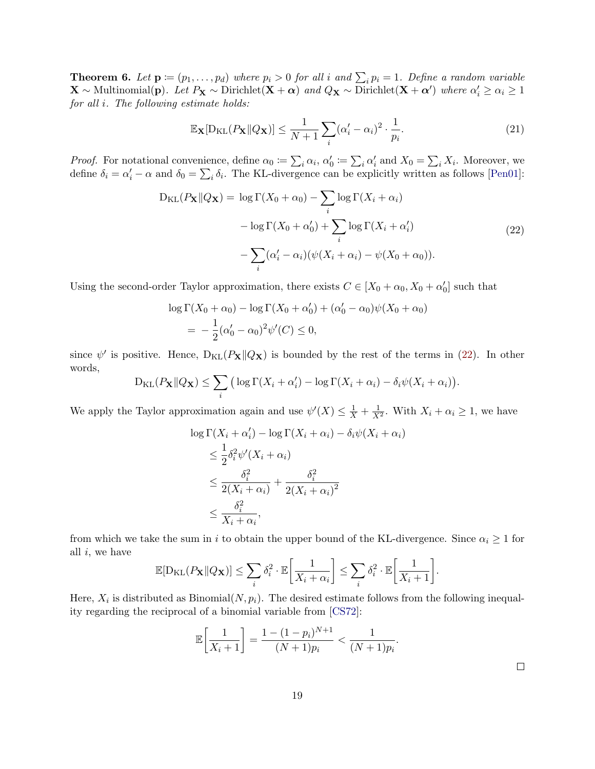**Theorem 6.** *Let $\mathbf{p} \coloneqq (p_1, \ldots, p_d)$ where $p_i > 0$ for all $i$ and $\sum_i p_i = 1$. Define a random variable $\mathbf{X} \sim \text{Multinomial}(\mathbf{p})$. Let $P_{\mathbf{X}} \sim \text{Dirichlet}(\mathbf{X} + \boldsymbol{\alpha})$ and $Q_{\mathbf{X}} \sim \text{Dirichlet}(\mathbf{X} + \boldsymbol{\alpha}')$ where $\alpha_i' \geq \alpha_i \geq 1$ for all $i$. The following estimate holds:*

$$\mathbb{E}_{\mathbf{X}}[\mathrm{D}_{\mathrm{KL}}(P_{\mathbf{X}} \| Q_{\mathbf{X}})] \leq \frac{1}{N+1} \sum_i (\alpha_i' - \alpha_i)^2 \cdot \frac{1}{p_i}. \tag{21}$$

*Proof.* For notational convenience, define $\alpha_0 \coloneqq \sum_i \alpha_i$, $\alpha_0' \coloneqq \sum_i \alpha_i'$ and $X_0 = \sum_i X_i$. Moreover, we define $\delta_i = \alpha_i' - \alpha$ and $\delta_0 = \sum_i \delta_i$. The KL-divergence can be explicitly written as follows [Pen01]:

$$\begin{aligned}
\mathrm{D}_{\mathrm{KL}}(P_{\mathbf{X}} \| Q_{\mathbf{X}}) = \; & \log \Gamma(X_0 + \alpha_0) - \sum_i \log \Gamma(X_i + \alpha_i) \\
& - \log \Gamma(X_0 + \alpha_0') + \sum_i \log \Gamma(X_i + \alpha_i') \\
& - \sum_i (\alpha_i' - \alpha_i)(\psi(X_i + \alpha_i) - \psi(X_0 + \alpha_0)).
\end{aligned} \tag{22}$$

Using the second-order Taylor approximation, there exists $C \in [X_0 + \alpha_0, X_0 + \alpha_0']$ such that

$$\begin{aligned}
&\log \Gamma(X_0 + \alpha_0) - \log \Gamma(X_0 + \alpha_0') + (\alpha_0' - \alpha_0)\psi(X_0 + \alpha_0) \\
&= \; -\frac{1}{2}(\alpha_0' - \alpha_0)^2 \psi'(C) \leq 0,
\end{aligned}$$

since $\psi'$ is positive. Hence, $\mathrm{D}_{\mathrm{KL}}(P_{\mathbf{X}} \| Q_{\mathbf{X}})$ is bounded by the rest of the terms in (22). In other words,

$$\mathrm{D}_{\mathrm{KL}}(P_{\mathbf{X}} \| Q_{\mathbf{X}}) \leq \sum_i \big( \log \Gamma(X_i + \alpha_i') - \log \Gamma(X_i + \alpha_i) - \delta_i \psi(X_i + \alpha_i) \big).$$

We apply the Taylor approximation again and use $\psi'(X) \leq \frac{1}{X} + \frac{1}{X^2}$. With $X_i + \alpha_i \geq 1$, we have

$$\begin{aligned}
&\log \Gamma(X_i + \alpha_i') - \log \Gamma(X_i + \alpha_i) - \delta_i \psi(X_i + \alpha_i) \\
&\leq \frac{1}{2} \delta_i^2 \psi'(X_i + \alpha_i) \\
&\leq \frac{\delta_i^2}{2(X_i + \alpha_i)} + \frac{\delta_i^2}{2(X_i + \alpha_i)^2} \\
&\leq \frac{\delta_i^2}{X_i + \alpha_i},
\end{aligned}$$

from which we take the sum in $i$ to obtain the upper bound of the KL-divergence. Since $\alpha_i \geq 1$ for all $i$, we have

$$\mathbb{E}[\mathrm{D}_{\mathrm{KL}}(P_{\mathbf{X}} \| Q_{\mathbf{X}})] \leq \sum_i \delta_i^2 \cdot \mathbb{E}\bigg[\frac{1}{X_i + \alpha_i}\bigg] \leq \sum_i \delta_i^2 \cdot \mathbb{E}\bigg[\frac{1}{X_i + 1}\bigg].$$

Here, $X_i$ is distributed as $\text{Binomial}(N, p_i)$. The desired estimate follows from the following inequality regarding the reciprocal of a binomial variable from [CS72]:

$$\mathbb{E}\bigg[\frac{1}{X_i + 1}\bigg] = \frac{1 - (1 - p_i)^{N+1}}{(N+1)p_i} < \frac{1}{(N+1)p_i}.$$

□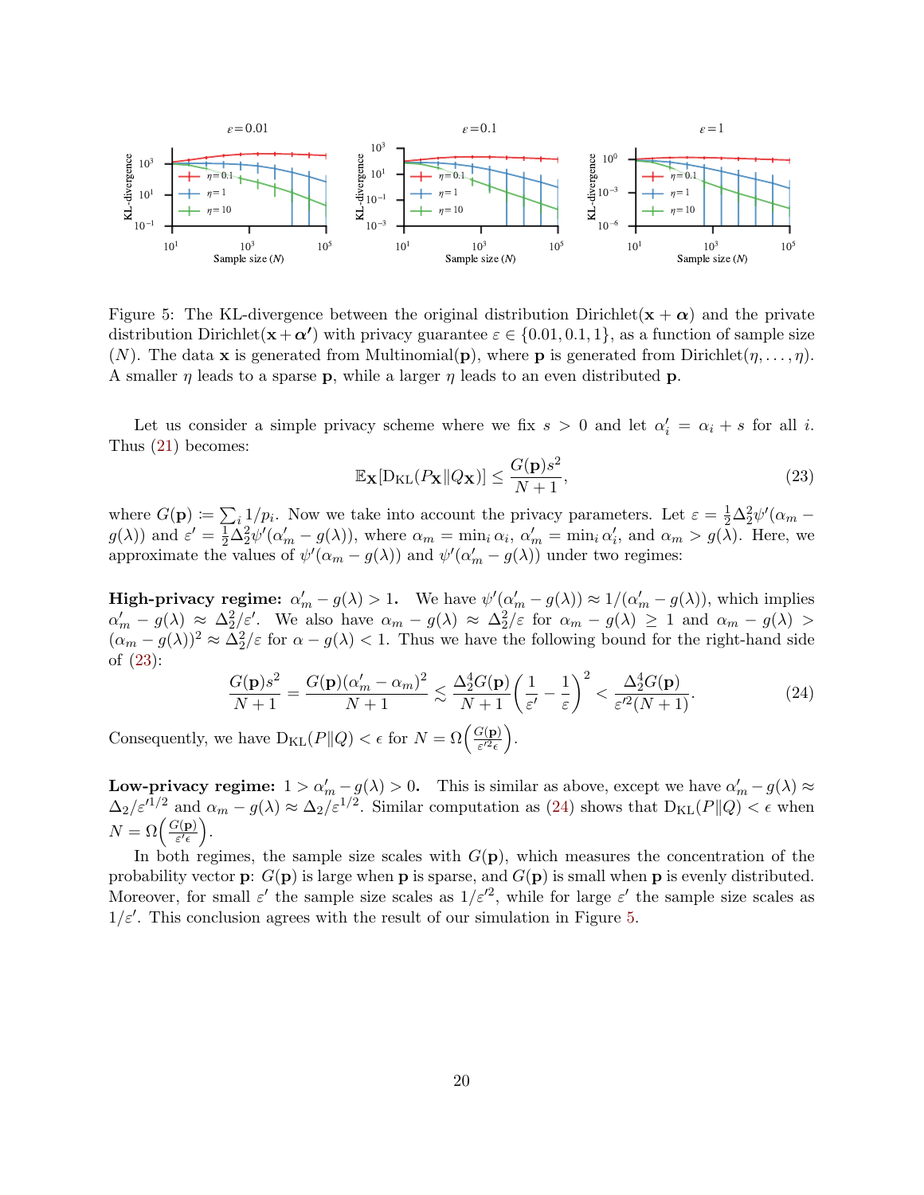ε = 0.01

KL-divergence

10^3
10^1
10^-1

η = 0.1
η = 1
η = 10

10^1 10^3 10^5
Sample size (N)

ε = 0.1

KL-divergence

10^3
10^1
10^-1
10^-3

η = 0.1
η = 1
η = 10

10^1 10^3 10^5
Sample size (N)

ε = 1

KL-divergence

10^0
10^-3
10^-6

η = 0.1
η = 1
η = 10

10^1 10^3 10^5
Sample size (N)

Figure 5: The KL-divergence between the original distribution Dirichlet($\mathbf{x}+\boldsymbol{\alpha}$) and the private distribution Dirichlet($\mathbf{x}+\boldsymbol{\alpha'}$) with privacy guarantee $\varepsilon \in \{0.01, 0.1, 1\}$, as a function of sample size ($N$). The data $\mathbf{x}$ is generated from Multinomial($\mathbf{p}$), where $\mathbf{p}$ is generated from Dirichlet($\eta, \ldots, \eta$). A smaller $\eta$ leads to a sparse $\mathbf{p}$, while a larger $\eta$ leads to an even distributed $\mathbf{p}$.

Let us consider a simple privacy scheme where we fix $s > 0$ and let $\alpha'_i = \alpha_i + s$ for all $i$. Thus (21) becomes:

$$\mathbb{E}_{\mathbf{X}}[\mathrm{D}_{\mathrm{KL}}(P_{\mathbf{X}} \| Q_{\mathbf{X}})] \leq \frac{G(\mathbf{p})s^2}{N+1}, \tag{23}$$

where $G(\mathbf{p}) \coloneqq \sum_i 1/p_i$. Now we take into account the privacy parameters. Let $\varepsilon = \frac{1}{2}\Delta_2^2 \psi'(\alpha_m - g(\lambda))$ and $\varepsilon' = \frac{1}{2}\Delta_2^2 \psi'(\alpha'_m - g(\lambda))$, where $\alpha_m = \min_i \alpha_i$, $\alpha'_m = \min_i \alpha'_i$, and $\alpha_m > g(\lambda)$. Here, we approximate the values of $\psi'(\alpha_m - g(\lambda))$ and $\psi'(\alpha'_m - g(\lambda))$ under two regimes:

**High-privacy regime:** $\alpha'_m - g(\lambda) > 1$**.** We have $\psi'(\alpha'_m - g(\lambda)) \approx 1/(\alpha'_m - g(\lambda))$, which implies $\alpha'_m - g(\lambda) \approx \Delta_2^2/\varepsilon'$. We also have $\alpha_m - g(\lambda) \approx \Delta_2^2/\varepsilon$ for $\alpha_m - g(\lambda) \geq 1$ and $\alpha_m - g(\lambda) > (\alpha_m - g(\lambda))^2 \approx \Delta_2^2/\varepsilon$ for $\alpha - g(\lambda) < 1$. Thus we have the following bound for the right-hand side of (23):

$$\frac{G(\mathbf{p})s^2}{N+1} = \frac{G(\mathbf{p})(\alpha'_m - \alpha_m)^2}{N+1} \lesssim \frac{\Delta_2^4 G(\mathbf{p})}{N+1}\left(\frac{1}{\varepsilon'} - \frac{1}{\varepsilon}\right)^2 < \frac{\Delta_2^4 G(\mathbf{p})}{\varepsilon'^2(N+1)}. \tag{24}$$

Consequently, we have $\mathrm{D}_{\mathrm{KL}}(P \| Q) < \epsilon$ for $N = \Omega\left(\frac{G(\mathbf{p})}{\varepsilon'^2 \epsilon}\right)$.

**Low-privacy regime:** $1 > \alpha'_m - g(\lambda) > 0$**.** This is similar as above, except we have $\alpha'_m - g(\lambda) \approx \Delta_2/\varepsilon'^{1/2}$ and $\alpha_m - g(\lambda) \approx \Delta_2/\varepsilon^{1/2}$. Similar computation as (24) shows that $\mathrm{D}_{\mathrm{KL}}(P \| Q) < \epsilon$ when $N = \Omega\left(\frac{G(\mathbf{p})}{\varepsilon' \epsilon}\right)$.

In both regimes, the sample size scales with $G(\mathbf{p})$, which measures the concentration of the probability vector $\mathbf{p}$: $G(\mathbf{p})$ is large when $\mathbf{p}$ is sparse, and $G(\mathbf{p})$ is small when $\mathbf{p}$ is evenly distributed. Moreover, for small $\varepsilon'$ the sample size scales as $1/\varepsilon'^2$, while for large $\varepsilon'$ the sample size scales as $1/\varepsilon'$. This conclusion agrees with the result of our simulation in Figure 5.